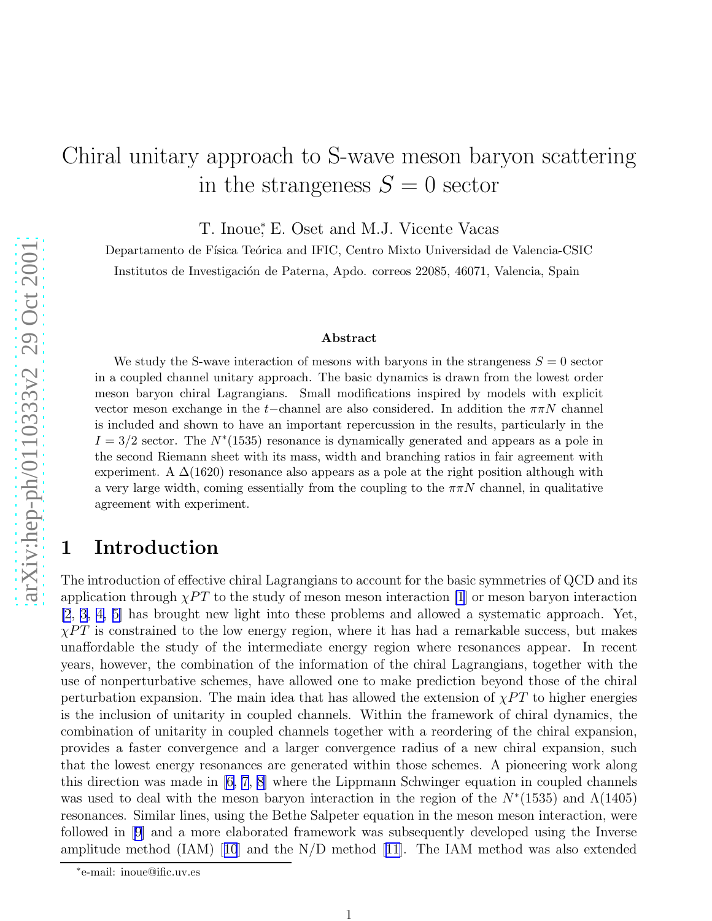# Chiral unitary approach to S-wave meson baryon scattering in the strangeness $S = 0$ sector

T. Inoue[*], E. Oset and M.J. Vicente Vacas

Departamento de Física Teórica and IFIC, Centro Mixto Universidad de Valencia-CSIC

Institutos de Investigación de Paterna, Apdo. correos 22085, 46071, Valencia, Spain

## Abstract

We study the S-wave interaction of mesons with baryons in the strangeness $S = 0$ sector in a coupled channel unitary approach. The basic dynamics is drawn from the lowest order meson baryon chiral Lagrangians. Small modifications inspired by models with explicit vector meson exchange in the $t$−channel are also considered. In addition the $\pi\pi N$ channel is included and shown to have an important repercussion in the results, particularly in the $I = 3/2$ sector. The $N^*(1535)$ resonance is dynamically generated and appears as a pole in the second Riemann sheet with its mass, width and branching ratios in fair agreement with experiment. A $\Delta(1620)$ resonance also appears as a pole at the right position although with a very large width, coming essentially from the coupling to the $\pi\pi N$ channel, in qualitative agreement with experiment.

## 1 Introduction

The introduction of effective chiral Lagrangians to account for the basic symmetries of QCD and its application through $\chi PT$ to the study of meson meson interaction [1] or meson baryon interaction [2, 3, 4, 5] has brought new light into these problems and allowed a systematic approach. Yet, $\chi PT$ is constrained to the low energy region, where it has had a remarkable success, but makes unaffordable the study of the intermediate energy region where resonances appear. In recent years, however, the combination of the information of the chiral Lagrangians, together with the use of nonperturbative schemes, have allowed one to make prediction beyond those of the chiral perturbation expansion. The main idea that has allowed the extension of $\chi PT$ to higher energies is the inclusion of unitarity in coupled channels. Within the framework of chiral dynamics, the combination of unitarity in coupled channels together with a reordering of the chiral expansion, provides a faster convergence and a larger convergence radius of a new chiral expansion, such that the lowest energy resonances are generated within those schemes. A pioneering work along this direction was made in [6, 7, 8] where the Lippmann Schwinger equation in coupled channels was used to deal with the meson baryon interaction in the region of the $N^*(1535)$ and $\Lambda(1405)$ resonances. Similar lines, using the Bethe Salpeter equation in the meson meson interaction, were followed in [9] and a more elaborated framework was subsequently developed using the Inverse amplitude method (IAM) [10] and the N/D method [11]. The IAM method was also extended

[*]e-mail: inoue@ific.uv.es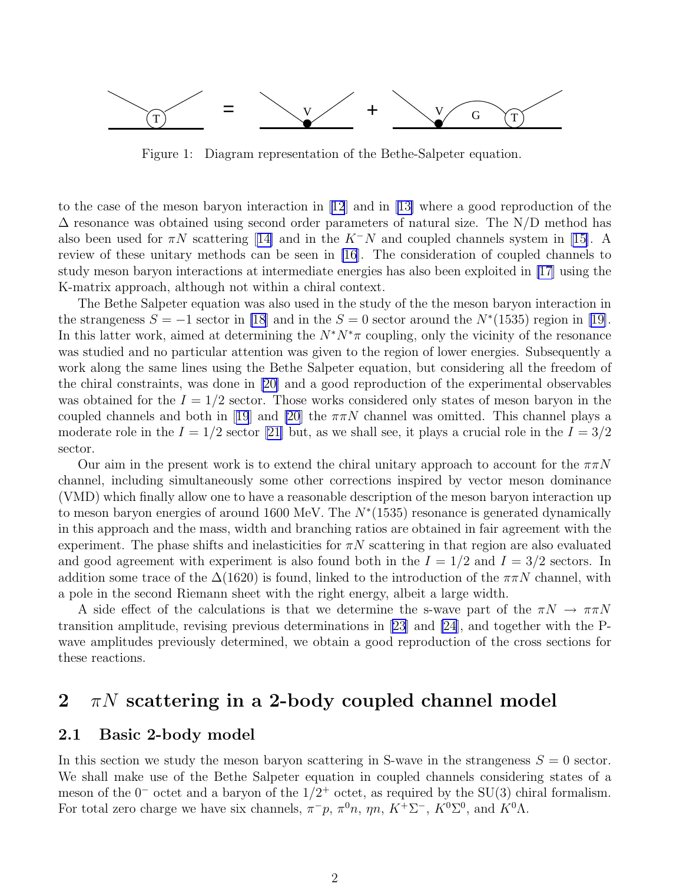Figure 1: Diagram representation of the Bethe-Salpeter equation.

to the case of the meson baryon interaction in [12] and in [13] where a good reproduction of the $\Delta$ resonance was obtained using second order parameters of natural size. The N/D method has also been used for $\pi N$ scattering [14] and in the $K^- N$ and coupled channels system in [15]. A review of these unitary methods can be seen in [16]. The consideration of coupled channels to study meson baryon interactions at intermediate energies has also been exploited in [17] using the K-matrix approach, although not within a chiral context.

The Bethe Salpeter equation was also used in the study of the the meson baryon interaction in the strangeness $S = -1$ sector in [18] and in the $S = 0$ sector around the $N^*(1535)$ region in [19]. In this latter work, aimed at determining the $N^* N^* \pi$ coupling, only the vicinity of the resonance was studied and no particular attention was given to the region of lower energies. Subsequently a work along the same lines using the Bethe Salpeter equation, but considering all the freedom of the chiral constraints, was done in [20] and a good reproduction of the experimental observables was obtained for the $I = 1/2$ sector. Those works considered only states of meson baryon in the coupled channels and both in [19] and [20] the $\pi\pi N$ channel was omitted. This channel plays a moderate role in the $I = 1/2$ sector [21] but, as we shall see, it plays a crucial role in the $I = 3/2$ sector.

Our aim in the present work is to extend the chiral unitary approach to account for the $\pi\pi N$ channel, including simultaneously some other corrections inspired by vector meson dominance (VMD) which finally allow one to have a reasonable description of the meson baryon interaction up to meson baryon energies of around 1600 MeV. The $N^*(1535)$ resonance is generated dynamically in this approach and the mass, width and branching ratios are obtained in fair agreement with the experiment. The phase shifts and inelasticities for $\pi N$ scattering in that region are also evaluated and good agreement with experiment is also found both in the $I = 1/2$ and $I = 3/2$ sectors. In addition some trace of the $\Delta(1620)$ is found, linked to the introduction of the $\pi\pi N$ channel, with a pole in the second Riemann sheet with the right energy, albeit a large width.

A side effect of the calculations is that we determine the s-wave part of the $\pi N \to \pi\pi N$ transition amplitude, revising previous determinations in [23] and [24], and together with the P-wave amplitudes previously determined, we obtain a good reproduction of the cross sections for these reactions.

## 2 $\pi N$ scattering in a 2-body coupled channel model

### 2.1 Basic 2-body model

In this section we study the meson baryon scattering in S-wave in the strangeness $S = 0$ sector. We shall make use of the Bethe Salpeter equation in coupled channels considering states of a meson of the $0^-$ octet and a baryon of the $1/2^+$ octet, as required by the SU(3) chiral formalism. For total zero charge we have six channels, $\pi^- p$, $\pi^0 n$, $\eta n$, $K^+ \Sigma^-$, $K^0 \Sigma^0$, and $K^0 \Lambda$.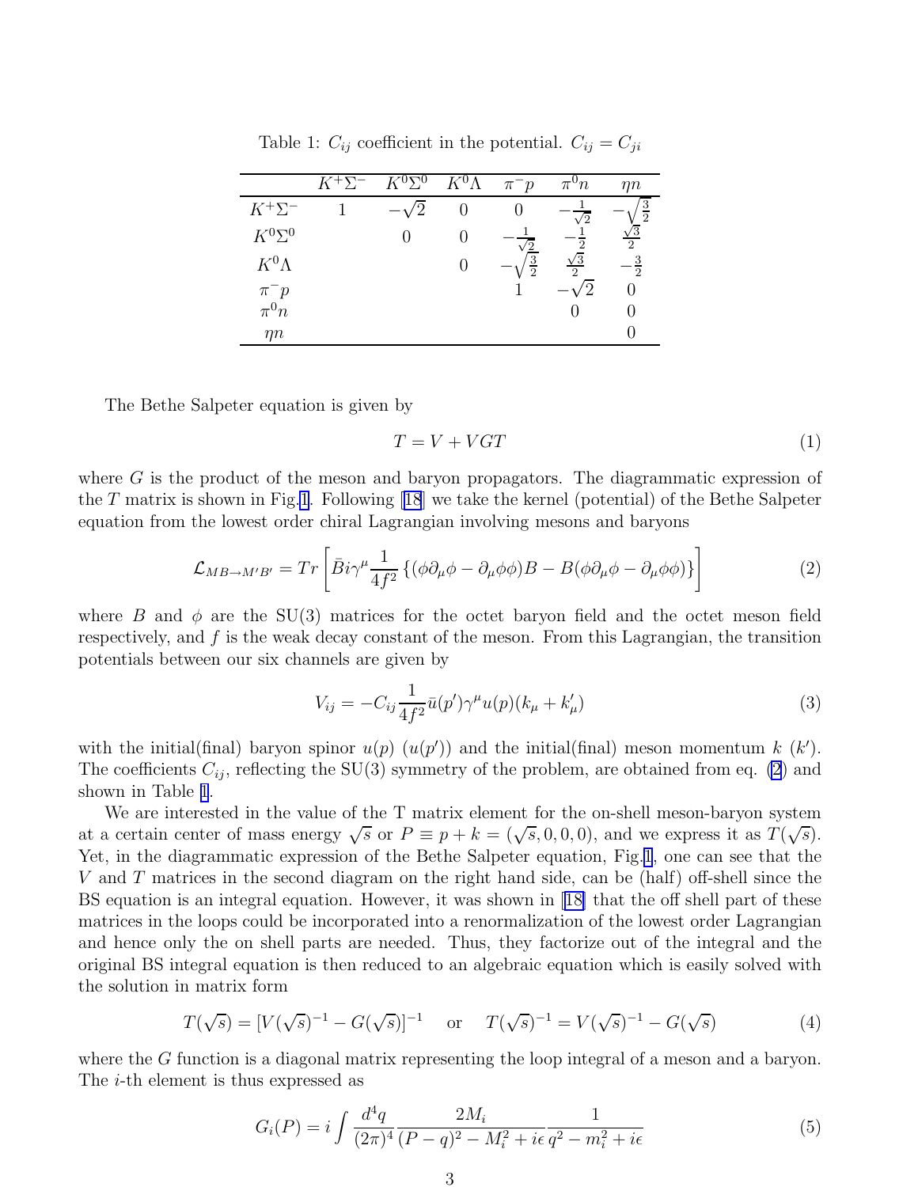Table 1: $C_{ij}$ coefficient in the potential. $C_{ij} = C_{ji}$

| | $K^+\Sigma^-$ | $K^0\Sigma^0$ | $K^0\Lambda$ | $\pi^-p$ | $\pi^0 n$ | $\eta n$ |
|---|---|---|---|---|---|---|
| $K^+\Sigma^-$ | 1 | $-\sqrt{2}$ | 0 | 0 | $-\frac{1}{\sqrt{2}}$ | $-\sqrt{\frac{3}{2}}$ |
| $K^0\Sigma^0$ | | 0 | 0 | $-\frac{1}{\sqrt{2}}$ | $-\frac{1}{2}$ | $\frac{\sqrt{3}}{2}$ |
| $K^0\Lambda$ | | | 0 | $-\sqrt{\frac{3}{2}}$ | $\frac{\sqrt{3}}{2}$ | $-\frac{3}{2}$ |
| $\pi^-p$ | | | | 1 | $-\sqrt{2}$ | 0 |
| $\pi^0 n$ | | | | | 0 | 0 |
| $\eta n$ | | | | | | 0 |

The Bethe Salpeter equation is given by

$$T = V + VGT \tag{1}$$

where $G$ is the product of the meson and baryon propagators. The diagrammatic expression of the $T$ matrix is shown in Fig.1. Following [18] we take the kernel (potential) of the Bethe Salpeter equation from the lowest order chiral Lagrangian involving mesons and baryons

$$\mathcal{L}_{MB\to M'B'} = Tr\left[\bar{B} i\gamma^\mu \frac{1}{4f^2}\left\{(\phi\partial_\mu\phi - \partial_\mu\phi\phi)B - B(\phi\partial_\mu\phi - \partial_\mu\phi\phi)\right\}\right] \tag{2}$$

where $B$ and $\phi$ are the SU(3) matrices for the octet baryon field and the octet meson field respectively, and $f$ is the weak decay constant of the meson. From this Lagrangian, the transition potentials between our six channels are given by

$$V_{ij} = -C_{ij}\frac{1}{4f^2}\bar{u}(p')\gamma^\mu u(p)(k_\mu + k'_\mu) \tag{3}$$

with the initial(final) baryon spinor $u(p)$ ($u(p')$) and the initial(final) meson momentum $k$ ($k'$). The coefficients $C_{ij}$, reflecting the SU(3) symmetry of the problem, are obtained from eq. (2) and shown in Table 1.

We are interested in the value of the T matrix element for the on-shell meson-baryon system at a certain center of mass energy $\sqrt{s}$ or $P \equiv p + k = (\sqrt{s}, 0, 0, 0)$, and we express it as $T(\sqrt{s})$. Yet, in the diagrammatic expression of the Bethe Salpeter equation, Fig.1, one can see that the $V$ and $T$ matrices in the second diagram on the right hand side, can be (half) off-shell since the BS equation is an integral equation. However, it was shown in [18] that the off shell part of these matrices in the loops could be incorporated into a renormalization of the lowest order Lagrangian and hence only the on shell parts are needed. Thus, they factorize out of the integral and the original BS integral equation is then reduced to an algebraic equation which is easily solved with the solution in matrix form

$$T(\sqrt{s}) = [V(\sqrt{s})^{-1} - G(\sqrt{s})]^{-1} \quad \text{or} \quad T(\sqrt{s})^{-1} = V(\sqrt{s})^{-1} - G(\sqrt{s}) \tag{4}$$

where the $G$ function is a diagonal matrix representing the loop integral of a meson and a baryon. The $i$-th element is thus expressed as

$$G_i(P) = i\int \frac{d^4q}{(2\pi)^4}\frac{2M_i}{(P-q)^2 - M_i^2 + i\epsilon}\frac{1}{q^2 - m_i^2 + i\epsilon} \tag{5}$$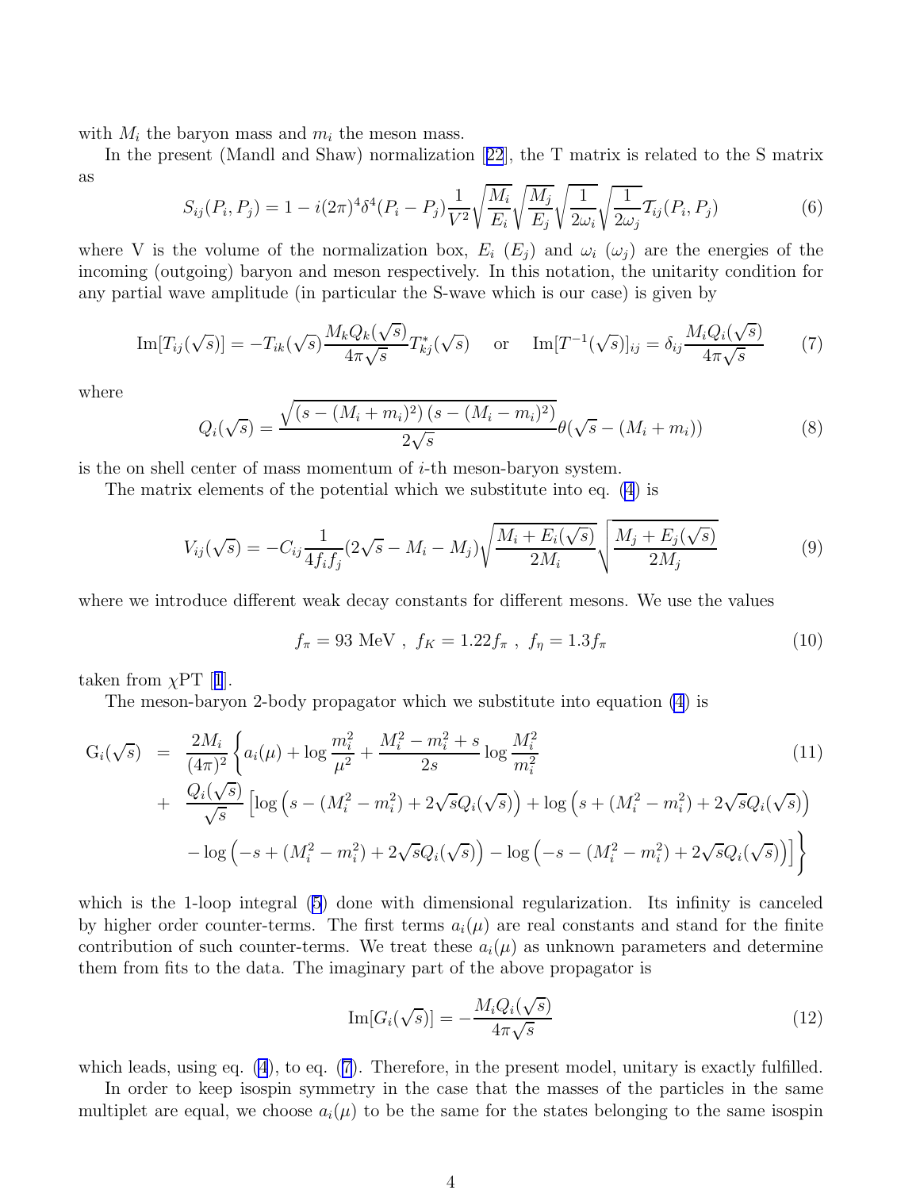with $M_i$ the baryon mass and $m_i$ the meson mass.

In the present (Mandl and Shaw) normalization [22], the T matrix is related to the S matrix as

$$S_{ij}(P_i, P_j) = 1 - i(2\pi)^4 \delta^4(P_i - P_j) \frac{1}{V^2} \sqrt{\frac{M_i}{E_i}} \sqrt{\frac{M_j}{E_j}} \sqrt{\frac{1}{2\omega_i}} \sqrt{\frac{1}{2\omega_j}} \mathcal{T}_{ij}(P_i, P_j) \tag{6}$$

where V is the volume of the normalization box, $E_i$ ($E_j$) and $\omega_i$ ($\omega_j$) are the energies of the incoming (outgoing) baryon and meson respectively. In this notation, the unitarity condition for any partial wave amplitude (in particular the S-wave which is our case) is given by

$$\mathrm{Im}[T_{ij}(\sqrt{s})] = -T_{ik}(\sqrt{s}) \frac{M_k Q_k(\sqrt{s})}{4\pi\sqrt{s}} T^*_{kj}(\sqrt{s}) \quad \text{or} \quad \mathrm{Im}[T^{-1}(\sqrt{s})]_{ij} = \delta_{ij} \frac{M_i Q_i(\sqrt{s})}{4\pi\sqrt{s}} \tag{7}$$

where

$$Q_i(\sqrt{s}) = \frac{\sqrt{(s - (M_i + m_i)^2)(s - (M_i - m_i)^2)}}{2\sqrt{s}} \theta(\sqrt{s} - (M_i + m_i)) \tag{8}$$

is the on shell center of mass momentum of $i$-th meson-baryon system.

The matrix elements of the potential which we substitute into eq. (4) is

$$V_{ij}(\sqrt{s}) = -C_{ij} \frac{1}{4 f_i f_j} (2\sqrt{s} - M_i - M_j) \sqrt{\frac{M_i + E_i(\sqrt{s})}{2M_i}} \sqrt{\frac{M_j + E_j(\sqrt{s})}{2M_j}} \tag{9}$$

where we introduce different weak decay constants for different mesons. We use the values

$$f_\pi = 93 \text{ MeV}, \; f_K = 1.22 f_\pi, \; f_\eta = 1.3 f_\pi \tag{10}$$

taken from $\chi$PT [1].

The meson-baryon 2-body propagator which we substitute into equation (4) is

$$\begin{aligned}
\mathrm{G}_i(\sqrt{s}) &= \frac{2M_i}{(4\pi)^2} \Bigg\{ a_i(\mu) + \log \frac{m_i^2}{\mu^2} + \frac{M_i^2 - m_i^2 + s}{2s} \log \frac{M_i^2}{m_i^2} \\
&+ \frac{Q_i(\sqrt{s})}{\sqrt{s}} \Big[ \log\left(s - (M_i^2 - m_i^2) + 2\sqrt{s} Q_i(\sqrt{s})\right) + \log\left(s + (M_i^2 - m_i^2) + 2\sqrt{s} Q_i(\sqrt{s})\right) \\
&- \log\left(-s + (M_i^2 - m_i^2) + 2\sqrt{s} Q_i(\sqrt{s})\right) - \log\left(-s - (M_i^2 - m_i^2) + 2\sqrt{s} Q_i(\sqrt{s})\right) \Big] \Bigg\}
\end{aligned} \tag{11}$$

which is the 1-loop integral (5) done with dimensional regularization. Its infinity is canceled by higher order counter-terms. The first terms $a_i(\mu)$ are real constants and stand for the finite contribution of such counter-terms. We treat these $a_i(\mu)$ as unknown parameters and determine them from fits to the data. The imaginary part of the above propagator is

$$\mathrm{Im}[G_i(\sqrt{s})] = -\frac{M_i Q_i(\sqrt{s})}{4\pi\sqrt{s}} \tag{12}$$

which leads, using eq. (4), to eq. (7). Therefore, in the present model, unitary is exactly fulfilled.

In order to keep isospin symmetry in the case that the masses of the particles in the same multiplet are equal, we choose $a_i(\mu)$ to be the same for the states belonging to the same isospin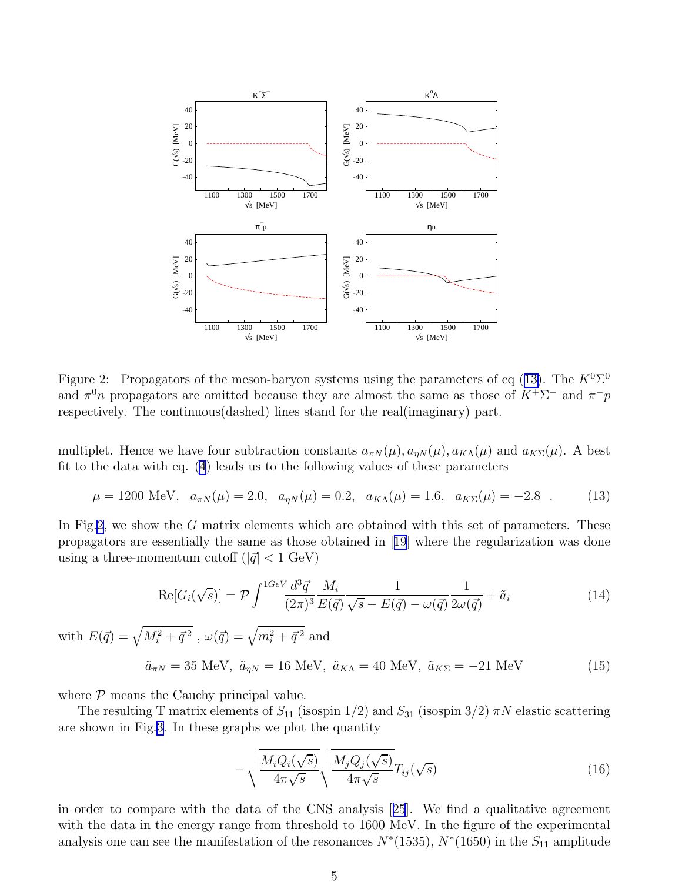Figure 2: Propagators of the meson-baryon systems using the parameters of eq (13). The $K^0\Sigma^0$ and $\pi^0 n$ propagators are omitted because they are almost the same as those of $K^+\Sigma^-$ and $\pi^- p$ respectively. The continuous(dashed) lines stand for the real(imaginary) part.

multiplet. Hence we have four subtraction constants $a_{\pi N}(\mu), a_{\eta N}(\mu), a_{K\Lambda}(\mu)$ and $a_{K\Sigma}(\mu)$. A best fit to the data with eq. (4) leads us to the following values of these parameters

$$\mu = 1200 \text{ MeV}, \quad a_{\pi N}(\mu) = 2.0, \quad a_{\eta N}(\mu) = 0.2, \quad a_{K\Lambda}(\mu) = 1.6, \quad a_{K\Sigma}(\mu) = -2.8 \quad . \tag{13}$$

In Fig.2, we show the $G$ matrix elements which are obtained with this set of parameters. These propagators are essentially the same as those obtained in [19] where the regularization was done using a three-momentum cutoff ($|\vec{q}| < 1$ GeV)

$$\text{Re}[G_i(\sqrt{s})] = \mathcal{P}\int^{1GeV} \frac{d^3\vec{q}}{(2\pi)^3} \frac{M_i}{E(\vec{q})} \frac{1}{\sqrt{s} - E(\vec{q}) - \omega(\vec{q})} \frac{1}{2\omega(\vec{q})} + \tilde{a}_i \tag{14}$$

with $E(\vec{q}) = \sqrt{M_i^2 + \vec{q}^{\,2}}$ , $\omega(\vec{q}) = \sqrt{m_i^2 + \vec{q}^{\,2}}$ and

$$\tilde{a}_{\pi N} = 35 \text{ MeV}, \ \tilde{a}_{\eta N} = 16 \text{ MeV}, \ \tilde{a}_{K\Lambda} = 40 \text{ MeV}, \ \tilde{a}_{K\Sigma} = -21 \text{ MeV} \tag{15}$$

where $\mathcal{P}$ means the Cauchy principal value.

The resulting T matrix elements of $S_{11}$ (isospin 1/2) and $S_{31}$ (isospin 3/2) $\pi N$ elastic scattering are shown in Fig.3. In these graphs we plot the quantity

$$-\sqrt{\frac{M_i Q_i(\sqrt{s})}{4\pi\sqrt{s}}}\sqrt{\frac{M_j Q_j(\sqrt{s})}{4\pi\sqrt{s}}} T_{ij}(\sqrt{s}) \tag{16}$$

in order to compare with the data of the CNS analysis [25]. We find a qualitative agreement with the data in the energy range from threshold to 1600 MeV. In the figure of the experimental analysis one can see the manifestation of the resonances $N^*(1535)$, $N^*(1650)$ in the $S_{11}$ amplitude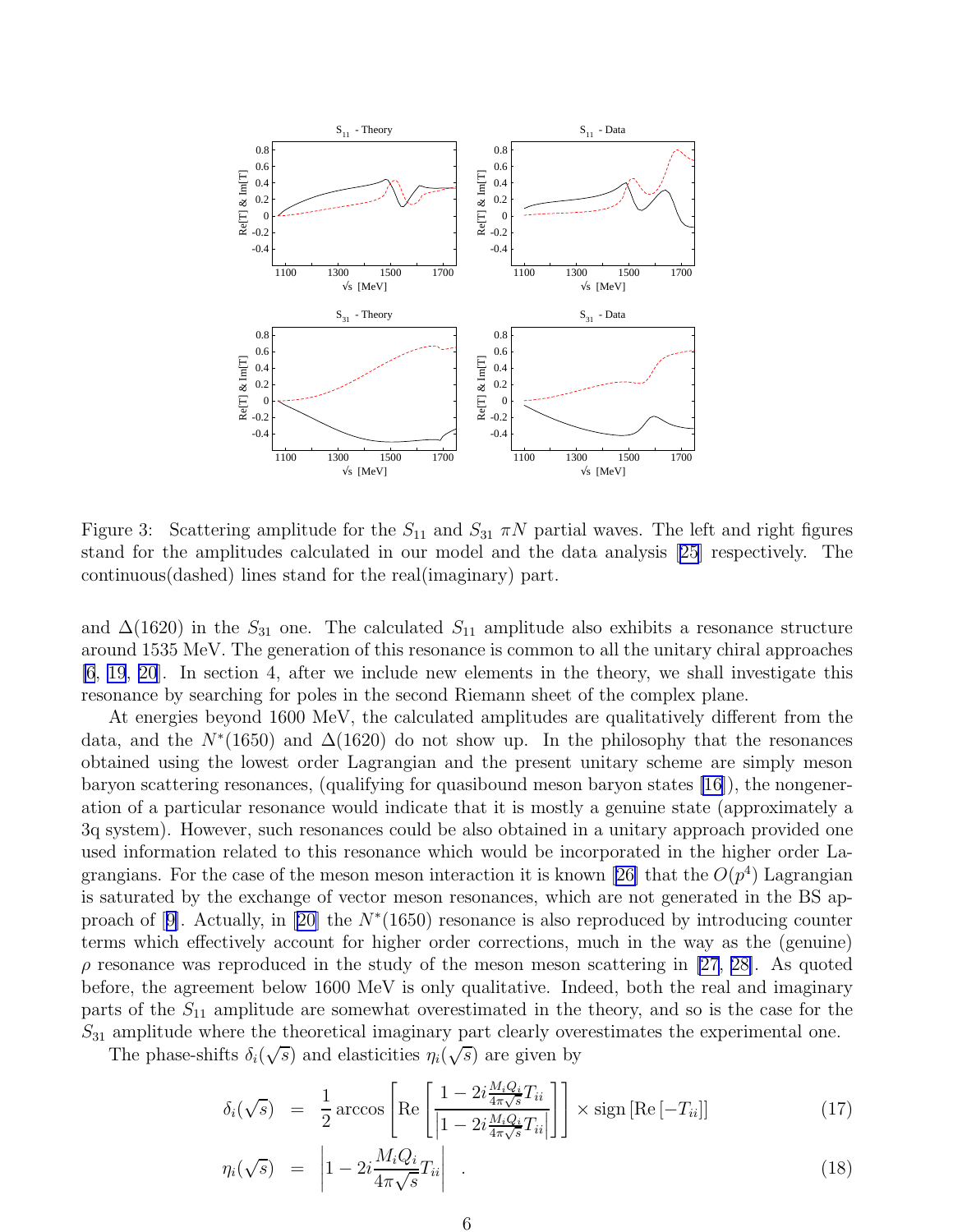Figure 3: Scattering amplitude for the $S_{11}$ and $S_{31}$ $\pi N$ partial waves. The left and right figures stand for the amplitudes calculated in our model and the data analysis [25] respectively. The continuous(dashed) lines stand for the real(imaginary) part.

and $\Delta(1620)$ in the $S_{31}$ one. The calculated $S_{11}$ amplitude also exhibits a resonance structure around 1535 MeV. The generation of this resonance is common to all the unitary chiral approaches [6, 19, 20]. In section 4, after we include new elements in the theory, we shall investigate this resonance by searching for poles in the second Riemann sheet of the complex plane.

At energies beyond 1600 MeV, the calculated amplitudes are qualitatively different from the data, and the $N^*(1650)$ and $\Delta(1620)$ do not show up. In the philosophy that the resonances obtained using the lowest order Lagrangian and the present unitary scheme are simply meson baryon scattering resonances, (qualifying for quasibound meson baryon states [16]), the nongeneration of a particular resonance would indicate that it is mostly a genuine state (approximately a 3q system). However, such resonances could be also obtained in a unitary approach provided one used information related to this resonance which would be incorporated in the higher order Lagrangians. For the case of the meson meson interaction it is known [26] that the $O(p^4)$ Lagrangian is saturated by the exchange of vector meson resonances, which are not generated in the BS approach of [9]. Actually, in [20] the $N^*(1650)$ resonance is also reproduced by introducing counter terms which effectively account for higher order corrections, much in the way as the (genuine) $\rho$ resonance was reproduced in the study of the meson meson scattering in [27, 28]. As quoted before, the agreement below 1600 MeV is only qualitative. Indeed, both the real and imaginary parts of the $S_{11}$ amplitude are somewhat overestimated in the theory, and so is the case for the $S_{31}$ amplitude where the theoretical imaginary part clearly overestimates the experimental one.

The phase-shifts $\delta_i(\sqrt{s})$ and elasticities $\eta_i(\sqrt{s})$ are given by

$$\delta_i(\sqrt{s}) = \frac{1}{2}\arccos\left[\mathrm{Re}\left[\frac{1-2i\frac{M_i Q_i}{4\pi\sqrt{s}}T_{ii}}{\left|1-2i\frac{M_i Q_i}{4\pi\sqrt{s}}T_{ii}\right|}\right]\right] \times \mathrm{sign}\left[\mathrm{Re}\left[-T_{ii}\right]\right] \tag{17}$$

$$\eta_i(\sqrt{s}) = \left|1-2i\frac{M_i Q_i}{4\pi\sqrt{s}}T_{ii}\right| \quad . \tag{18}$$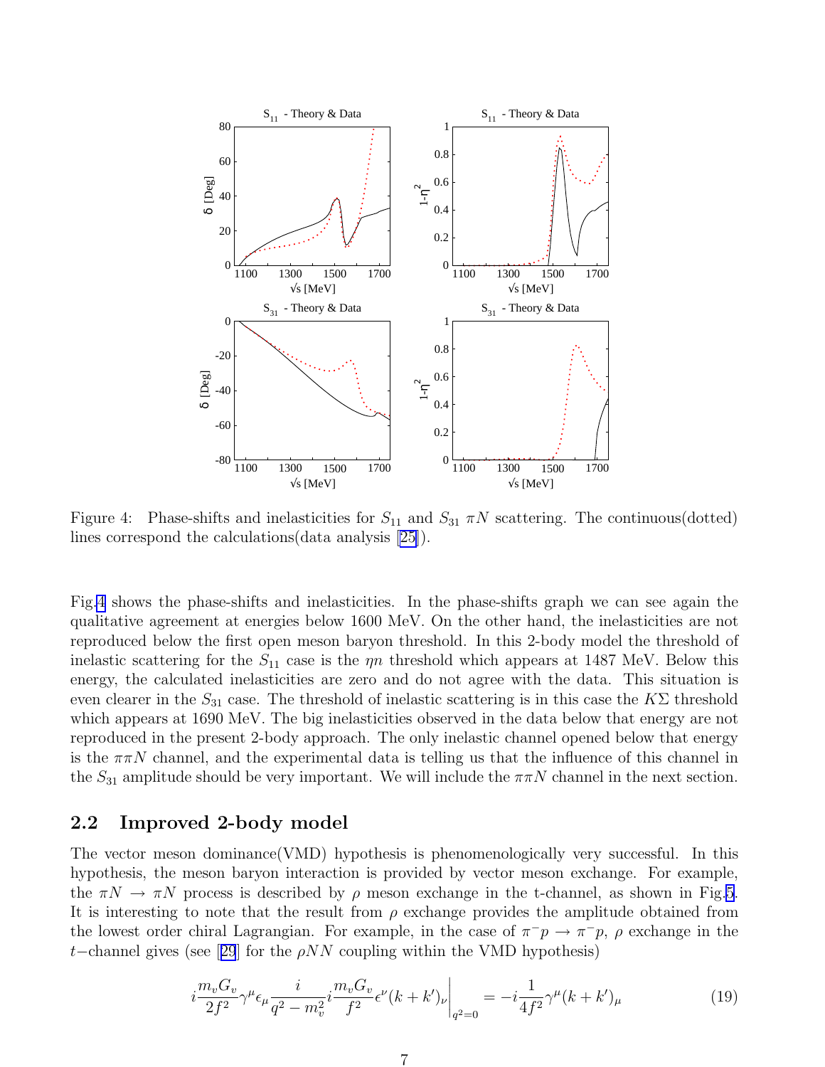Figure 4: Phase-shifts and inelasticities for $S_{11}$ and $S_{31}$ $\pi N$ scattering. The continuous(dotted) lines correspond the calculations(data analysis [25]).

Fig.4 shows the phase-shifts and inelasticities. In the phase-shifts graph we can see again the qualitative agreement at energies below 1600 MeV. On the other hand, the inelasticities are not reproduced below the first open meson baryon threshold. In this 2-body model the threshold of inelastic scattering for the $S_{11}$ case is the $\eta n$ threshold which appears at 1487 MeV. Below this energy, the calculated inelasticities are zero and do not agree with the data. This situation is even clearer in the $S_{31}$ case. The threshold of inelastic scattering is in this case the $K\Sigma$ threshold which appears at 1690 MeV. The big inelasticities observed in the data below that energy are not reproduced in the present 2-body approach. The only inelastic channel opened below that energy is the $\pi\pi N$ channel, and the experimental data is telling us that the influence of this channel in the $S_{31}$ amplitude should be very important. We will include the $\pi\pi N$ channel in the next section.

## 2.2 Improved 2-body model

The vector meson dominance(VMD) hypothesis is phenomenologically very successful. In this hypothesis, the meson baryon interaction is provided by vector meson exchange. For example, the $\pi N \to \pi N$ process is described by $\rho$ meson exchange in the t-channel, as shown in Fig.5. It is interesting to note that the result from $\rho$ exchange provides the amplitude obtained from the lowest order chiral Lagrangian. For example, in the case of $\pi^- p \to \pi^- p$, $\rho$ exchange in the $t-$channel gives (see [29] for the $\rho NN$ coupling within the VMD hypothesis)

$$i\frac{m_v G_v}{2f^2}\gamma^\mu \epsilon_\mu \frac{i}{q^2 - m_v^2} i\frac{m_v G_v}{f^2}\epsilon^\nu (k+k')_\nu \bigg|_{q^2=0} = -i\frac{1}{4f^2}\gamma^\mu (k+k')_\mu \tag{19}$$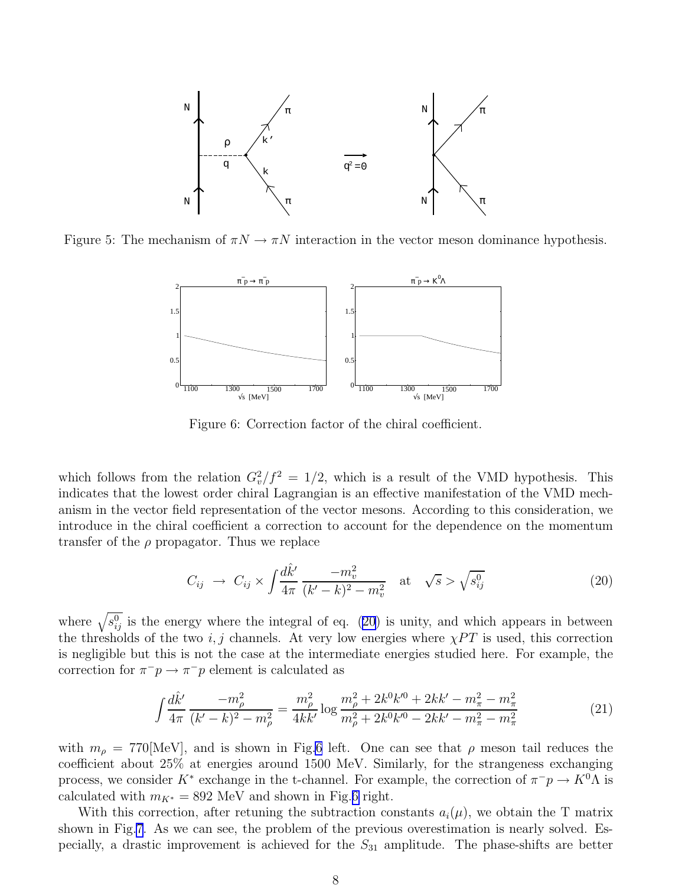Figure 5: The mechanism of $\pi N \to \pi N$ interaction in the vector meson dominance hypothesis.

Figure 6: Correction factor of the chiral coefficient.

which follows from the relation $G_v^2/f^2 = 1/2$, which is a result of the VMD hypothesis. This indicates that the lowest order chiral Lagrangian is an effective manifestation of the VMD mechanism in the vector field representation of the vector mesons. According to this consideration, we introduce in the chiral coefficient a correction to account for the dependence on the momentum transfer of the $\rho$ propagator. Thus we replace

$$C_{ij} \;\to\; C_{ij} \times \int \frac{d\hat{k}'}{4\pi} \frac{-m_v^2}{(k'-k)^2 - m_v^2} \quad \text{at} \quad \sqrt{s} > \sqrt{s_{ij}^0} \tag{20}$$

where $\sqrt{s_{ij}^0}$ is the energy where the integral of eq. (20) is unity, and which appears in between the thresholds of the two $i, j$ channels. At very low energies where $\chi PT$ is used, this correction is negligible but this is not the case at the intermediate energies studied here. For example, the correction for $\pi^- p \to \pi^- p$ element is calculated as

$$\int \frac{d\hat{k}'}{4\pi} \frac{-m_\rho^2}{(k'-k)^2 - m_\rho^2} = \frac{m_\rho^2}{4kk'} \log \frac{m_\rho^2 + 2k^0 k'^0 + 2kk' - m_\pi^2 - m_\pi^2}{m_\rho^2 + 2k^0 k'^0 - 2kk' - m_\pi^2 - m_\pi^2} \tag{21}$$

with $m_\rho = 770$[MeV], and is shown in Fig.6 left. One can see that $\rho$ meson tail reduces the coefficient about 25% at energies around 1500 MeV. Similarly, for the strangeness exchanging process, we consider $K^*$ exchange in the t-channel. For example, the correction of $\pi^- p \to K^0 \Lambda$ is calculated with $m_{K^*} = 892$ MeV and shown in Fig.6 right.

With this correction, after retuning the subtraction constants $a_i(\mu)$, we obtain the T matrix shown in Fig.7. As we can see, the problem of the previous overestimation is nearly solved. Especially, a drastic improvement is achieved for the $S_{31}$ amplitude. The phase-shifts are better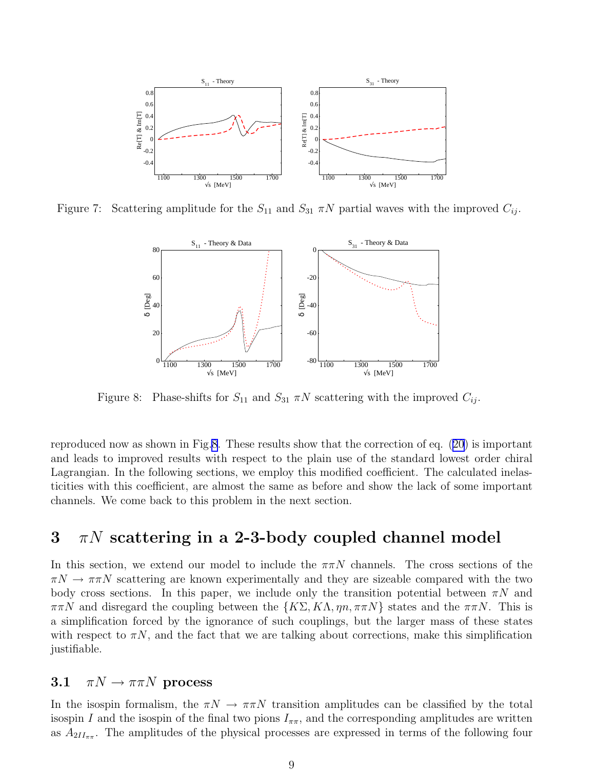Figure 7: Scattering amplitude for the $S_{11}$ and $S_{31}$ $\pi N$ partial waves with the improved $C_{ij}$.

Figure 8: Phase-shifts for $S_{11}$ and $S_{31}$ $\pi N$ scattering with the improved $C_{ij}$.

reproduced now as shown in Fig.8. These results show that the correction of eq. (20) is important and leads to improved results with respect to the plain use of the standard lowest order chiral Lagrangian. In the following sections, we employ this modified coefficient. The calculated inelasticities with this coefficient, are almost the same as before and show the lack of some important channels. We come back to this problem in the next section.

## 3 $\pi N$ scattering in a 2-3-body coupled channel model

In this section, we extend our model to include the $\pi\pi N$ channels. The cross sections of the $\pi N \to \pi\pi N$ scattering are known experimentally and they are sizeable compared with the two body cross sections. In this paper, we include only the transition potential between $\pi N$ and $\pi\pi N$ and disregard the coupling between the $\{K\Sigma, K\Lambda, \eta n, \pi\pi N\}$ states and the $\pi\pi N$. This is a simplification forced by the ignorance of such couplings, but the larger mass of these states with respect to $\pi N$, and the fact that we are talking about corrections, make this simplification justifiable.

### 3.1 $\pi N \to \pi\pi N$ process

In the isospin formalism, the $\pi N \to \pi\pi N$ transition amplitudes can be classified by the total isospin $I$ and the isospin of the final two pions $I_{\pi\pi}$, and the corresponding amplitudes are written as $A_{2II_{\pi\pi}}$. The amplitudes of the physical processes are expressed in terms of the following four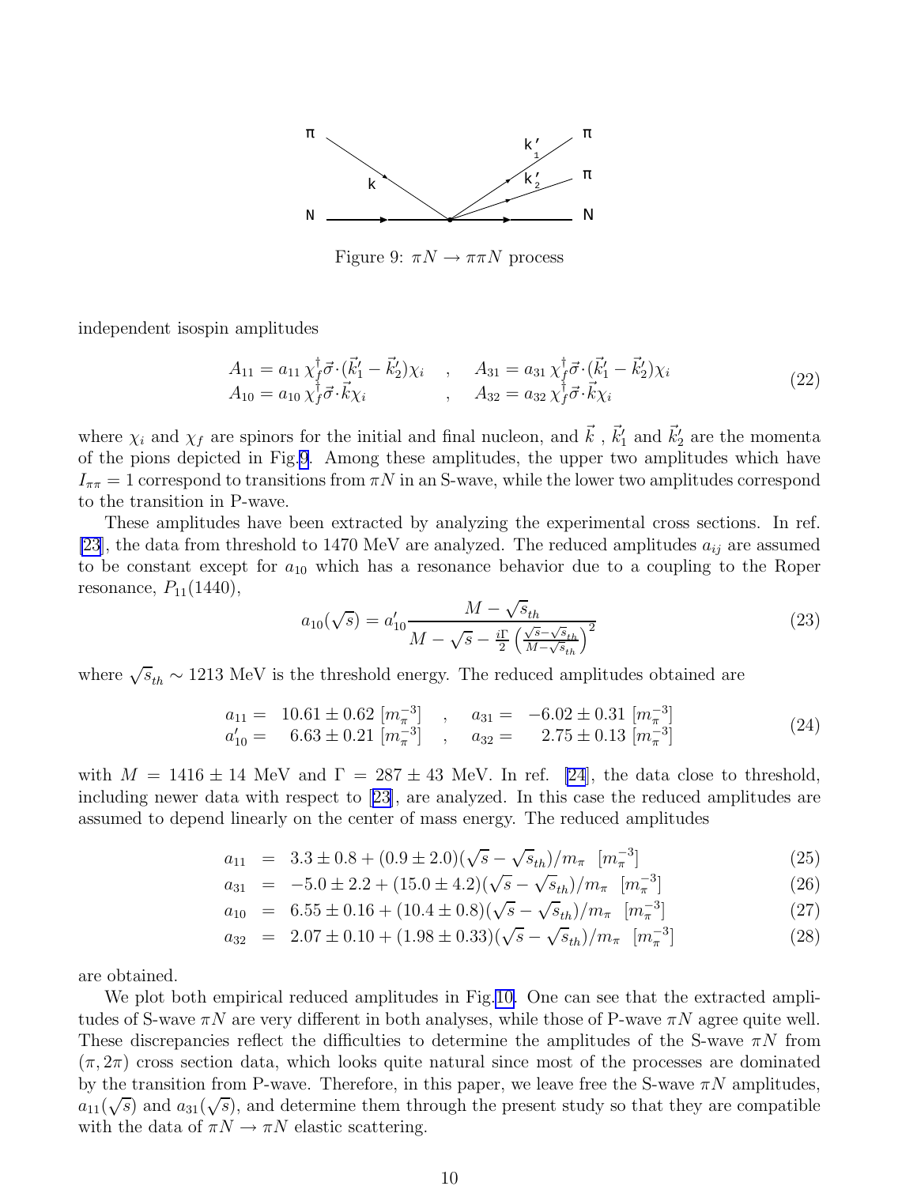Figure 9: $\pi N \to \pi\pi N$ process

independent isospin amplitudes

$$
\begin{array}{ll}
A_{11} = a_{11}\, \chi_f^\dagger \vec{\sigma}\cdot(\vec{k}_1' - \vec{k}_2')\chi_i \quad , & A_{31} = a_{31}\, \chi_f^\dagger \vec{\sigma}\cdot(\vec{k}_1' - \vec{k}_2')\chi_i \\
A_{10} = a_{10}\, \chi_f^\dagger \vec{\sigma}\cdot\vec{k}\chi_i \quad , & A_{32} = a_{32}\, \chi_f^\dagger \vec{\sigma}\cdot\vec{k}\chi_i
\end{array}
\tag{22}
$$

where $\chi_i$ and $\chi_f$ are spinors for the initial and final nucleon, and $\vec{k}$ , $\vec{k}_1'$ and $\vec{k}_2'$ are the momenta of the pions depicted in Fig.9. Among these amplitudes, the upper two amplitudes which have $I_{\pi\pi} = 1$ correspond to transitions from $\pi N$ in an S-wave, while the lower two amplitudes correspond to the transition in P-wave.

These amplitudes have been extracted by analyzing the experimental cross sections. In ref. [23], the data from threshold to 1470 MeV are analyzed. The reduced amplitudes $a_{ij}$ are assumed to be constant except for $a_{10}$ which has a resonance behavior due to a coupling to the Roper resonance, $P_{11}(1440)$,

$$
a_{10}(\sqrt{s}) = a_{10}' \frac{M - \sqrt{s}_{th}}{M - \sqrt{s} - \frac{i\Gamma}{2}\left(\frac{\sqrt{s}-\sqrt{s}_{th}}{M-\sqrt{s}_{th}}\right)^2}
\tag{23}
$$

where $\sqrt{s}_{th} \sim 1213$ MeV is the threshold energy. The reduced amplitudes obtained are

$$
\begin{array}{ll}
a_{11} = \ \ 10.61 \pm 0.62\ [m_\pi^{-3}] \quad , & a_{31} = \ -6.02 \pm 0.31\ [m_\pi^{-3}] \\
a_{10}' = \ \ \ 6.63 \pm 0.21\ [m_\pi^{-3}] \quad , & a_{32} = \ \ \ 2.75 \pm 0.13\ [m_\pi^{-3}]
\end{array}
\tag{24}
$$

with $M = 1416 \pm 14$ MeV and $\Gamma = 287 \pm 43$ MeV. In ref. [24], the data close to threshold, including newer data with respect to [23], are analyzed. In this case the reduced amplitudes are assumed to depend linearly on the center of mass energy. The reduced amplitudes

$$
a_{11} = 3.3 \pm 0.8 + (0.9 \pm 2.0)(\sqrt{s} - \sqrt{s}_{th})/m_\pi \ \ [m_\pi^{-3}] \tag{25}
$$

$$
a_{31} = -5.0 \pm 2.2 + (15.0 \pm 4.2)(\sqrt{s} - \sqrt{s}_{th})/m_\pi \ \ [m_\pi^{-3}] \tag{26}
$$

$$
a_{10} = 6.55 \pm 0.16 + (10.4 \pm 0.8)(\sqrt{s} - \sqrt{s}_{th})/m_\pi \ \ [m_\pi^{-3}] \tag{27}
$$

$$
a_{32} = 2.07 \pm 0.10 + (1.98 \pm 0.33)(\sqrt{s} - \sqrt{s}_{th})/m_\pi \ \ [m_\pi^{-3}] \tag{28}
$$

are obtained.

We plot both empirical reduced amplitudes in Fig.10. One can see that the extracted amplitudes of S-wave $\pi N$ are very different in both analyses, while those of P-wave $\pi N$ agree quite well. These discrepancies reflect the difficulties to determine the amplitudes of the S-wave $\pi N$ from $(\pi, 2\pi)$ cross section data, which looks quite natural since most of the processes are dominated by the transition from P-wave. Therefore, in this paper, we leave free the S-wave $\pi N$ amplitudes, $a_{11}(\sqrt{s})$ and $a_{31}(\sqrt{s})$, and determine them through the present study so that they are compatible with the data of $\pi N \to \pi N$ elastic scattering.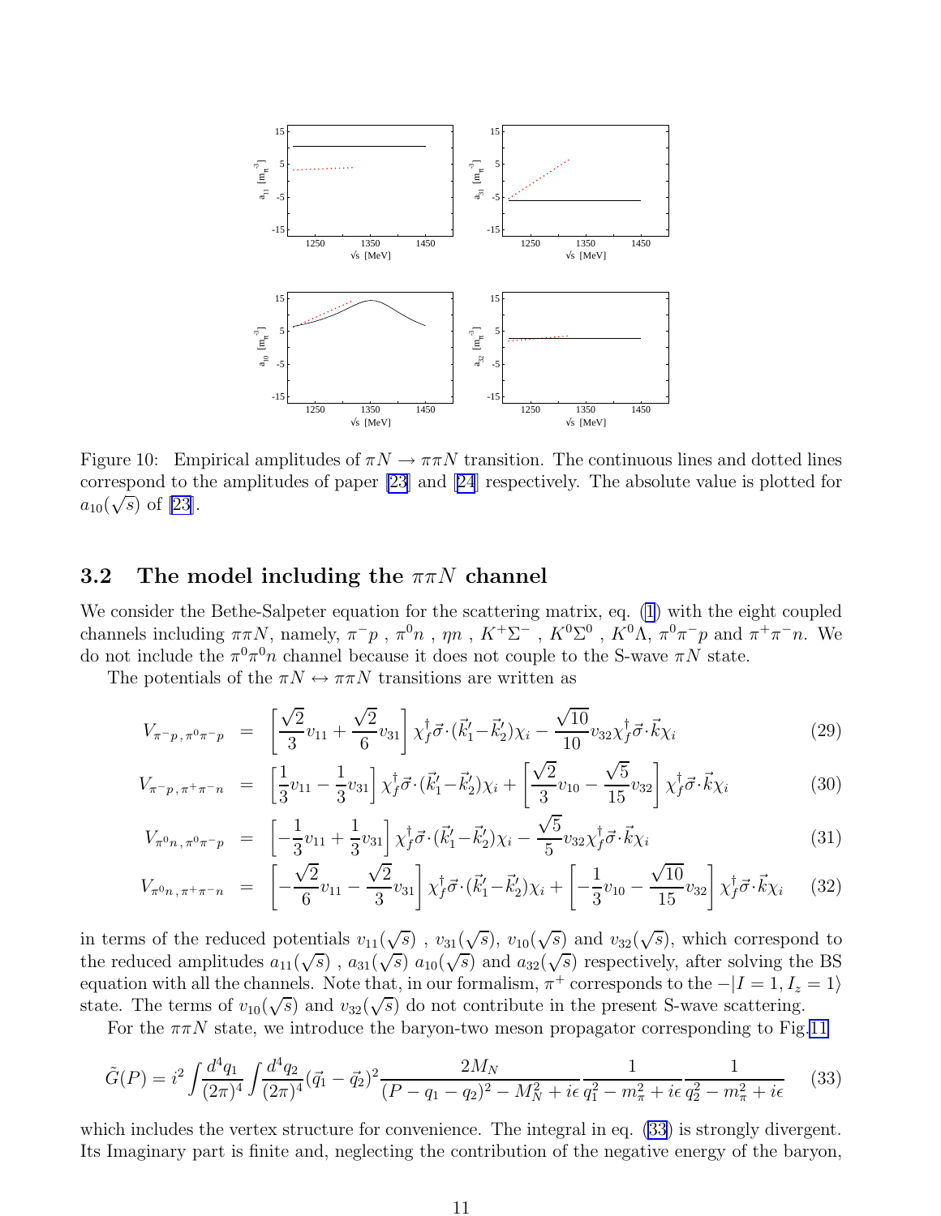Figure 10: Empirical amplitudes of $\pi N \to \pi\pi N$ transition. The continuous lines and dotted lines correspond to the amplitudes of paper [23] and [24] respectively. The absolute value is plotted for $a_{10}(\sqrt{s})$ of [23].

### 3.2 The model including the $\pi\pi N$ channel

We consider the Bethe-Salpeter equation for the scattering matrix, eq. (1) with the eight coupled channels including $\pi\pi N$, namely, $\pi^- p$ , $\pi^0 n$ , $\eta n$ , $K^+\Sigma^-$ , $K^0\Sigma^0$ , $K^0\Lambda$, $\pi^0\pi^- p$ and $\pi^+\pi^- n$. We do not include the $\pi^0\pi^0 n$ channel because it does not couple to the S-wave $\pi N$ state.

The potentials of the $\pi N \leftrightarrow \pi\pi N$ transitions are written as

$$V_{\pi^- p\,,\pi^0\pi^- p} = \left[\frac{\sqrt{2}}{3}v_{11} + \frac{\sqrt{2}}{6}v_{31}\right]\chi_f^\dagger \vec{\sigma}\cdot(\vec{k}_1^\prime - \vec{k}_2^\prime)\chi_i - \frac{\sqrt{10}}{10}v_{32}\chi_f^\dagger \vec{\sigma}\cdot\vec{k}\chi_i \tag{29}$$

$$V_{\pi^- p\,,\pi^+\pi^- n} = \left[\frac{1}{3}v_{11} - \frac{1}{3}v_{31}\right]\chi_f^\dagger \vec{\sigma}\cdot(\vec{k}_1^\prime - \vec{k}_2^\prime)\chi_i + \left[\frac{\sqrt{2}}{3}v_{10} - \frac{\sqrt{5}}{15}v_{32}\right]\chi_f^\dagger \vec{\sigma}\cdot\vec{k}\chi_i \tag{30}$$

$$V_{\pi^0 n\,,\pi^0\pi^- p} = \left[-\frac{1}{3}v_{11} + \frac{1}{3}v_{31}\right]\chi_f^\dagger \vec{\sigma}\cdot(\vec{k}_1^\prime - \vec{k}_2^\prime)\chi_i - \frac{\sqrt{5}}{5}v_{32}\chi_f^\dagger \vec{\sigma}\cdot\vec{k}\chi_i \tag{31}$$

$$V_{\pi^0 n\,,\pi^+\pi^- n} = \left[-\frac{\sqrt{2}}{6}v_{11} - \frac{\sqrt{2}}{3}v_{31}\right]\chi_f^\dagger \vec{\sigma}\cdot(\vec{k}_1^\prime - \vec{k}_2^\prime)\chi_i + \left[-\frac{1}{3}v_{10} - \frac{\sqrt{10}}{15}v_{32}\right]\chi_f^\dagger \vec{\sigma}\cdot\vec{k}\chi_i \tag{32}$$

in terms of the reduced potentials $v_{11}(\sqrt{s})$ , $v_{31}(\sqrt{s})$, $v_{10}(\sqrt{s})$ and $v_{32}(\sqrt{s})$, which correspond to the reduced amplitudes $a_{11}(\sqrt{s})$ , $a_{31}(\sqrt{s})$ $a_{10}(\sqrt{s})$ and $a_{32}(\sqrt{s})$ respectively, after solving the BS equation with all the channels. Note that, in our formalism, $\pi^+$ corresponds to the $-|I=1, I_z=1\rangle$ state. The terms of $v_{10}(\sqrt{s})$ and $v_{32}(\sqrt{s})$ do not contribute in the present S-wave scattering.

For the $\pi\pi N$ state, we introduce the baryon-two meson propagator corresponding to Fig.11

$$\tilde{G}(P) = i^2 \int \frac{d^4 q_1}{(2\pi)^4}\int \frac{d^4 q_2}{(2\pi)^4}(\vec{q}_1 - \vec{q}_2)^2 \frac{2M_N}{(P-q_1-q_2)^2 - M_N^2 + i\epsilon}\frac{1}{q_1^2 - m_\pi^2 + i\epsilon}\frac{1}{q_2^2 - m_\pi^2 + i\epsilon} \tag{33}$$

which includes the vertex structure for convenience. The integral in eq. (33) is strongly divergent. Its Imaginary part is finite and, neglecting the contribution of the negative energy of the baryon,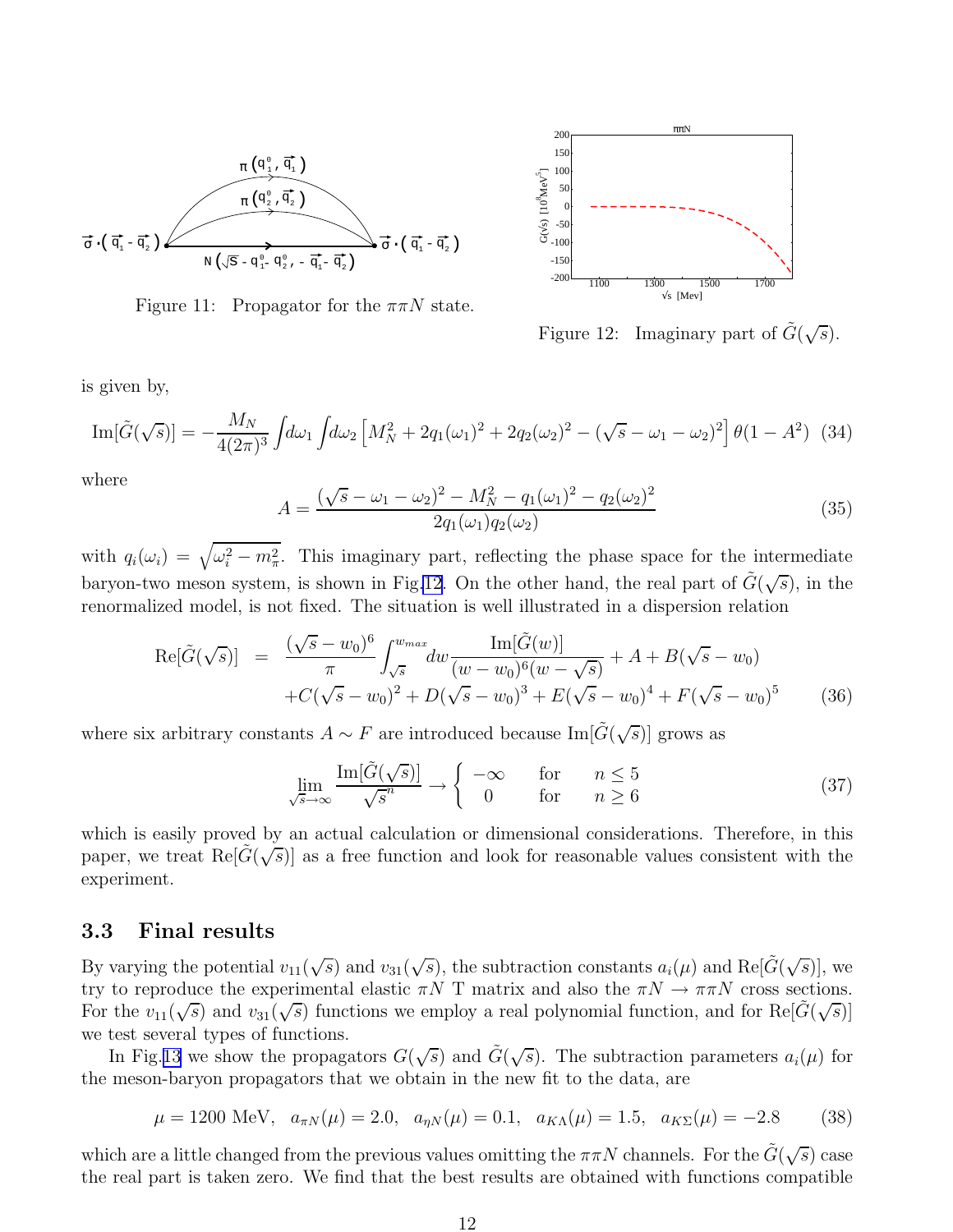Figure 11: Propagator for the $\pi\pi N$ state.

Figure 12: Imaginary part of $\tilde{G}(\sqrt{s})$.

is given by,

$$\text{Im}[\tilde{G}(\sqrt{s})] = -\frac{M_N}{4(2\pi)^3}\int d\omega_1 \int d\omega_2 \left[M_N^2 + 2q_1(\omega_1)^2 + 2q_2(\omega_2)^2 - (\sqrt{s}-\omega_1-\omega_2)^2\right]\theta(1-A^2) \quad (34)$$

where

$$A = \frac{(\sqrt{s}-\omega_1-\omega_2)^2 - M_N^2 - q_1(\omega_1)^2 - q_2(\omega_2)^2}{2q_1(\omega_1)q_2(\omega_2)} \quad (35)$$

with $q_i(\omega_i) = \sqrt{\omega_i^2 - m_\pi^2}$. This imaginary part, reflecting the phase space for the intermediate baryon-two meson system, is shown in Fig.12. On the other hand, the real part of $\tilde{G}(\sqrt{s})$, in the renormalized model, is not fixed. The situation is well illustrated in a dispersion relation

$$\begin{aligned}
\text{Re}[\tilde{G}(\sqrt{s})] &= \frac{(\sqrt{s}-w_0)^6}{\pi}\int_{\sqrt{s}}^{w_{max}} dw \frac{\text{Im}[\tilde{G}(w)]}{(w-w_0)^6(w-\sqrt{s})} + A + B(\sqrt{s}-w_0) \\
&+ C(\sqrt{s}-w_0)^2 + D(\sqrt{s}-w_0)^3 + E(\sqrt{s}-w_0)^4 + F(\sqrt{s}-w_0)^5
\end{aligned} \quad (36)$$

where six arbitrary constants $A \sim F$ are introduced because $\text{Im}[\tilde{G}(\sqrt{s})]$ grows as

$$\lim_{\sqrt{s}\to\infty} \frac{\text{Im}[\tilde{G}(\sqrt{s})]}{\sqrt{s}^n} \to \begin{cases} -\infty & \text{for} \quad n \leq 5 \\ 0 & \text{for} \quad n \geq 6 \end{cases} \quad (37)$$

which is easily proved by an actual calculation or dimensional considerations. Therefore, in this paper, we treat $\text{Re}[\tilde{G}(\sqrt{s})]$ as a free function and look for reasonable values consistent with the experiment.

### 3.3 Final results

By varying the potential $v_{11}(\sqrt{s})$ and $v_{31}(\sqrt{s})$, the subtraction constants $a_i(\mu)$ and $\text{Re}[\tilde{G}(\sqrt{s})]$, we try to reproduce the experimental elastic $\pi N$ T matrix and also the $\pi N \to \pi\pi N$ cross sections. For the $v_{11}(\sqrt{s})$ and $v_{31}(\sqrt{s})$ functions we employ a real polynomial function, and for $\text{Re}[\tilde{G}(\sqrt{s})]$ we test several types of functions.

In Fig.13 we show the propagators $G(\sqrt{s})$ and $\tilde{G}(\sqrt{s})$. The subtraction parameters $a_i(\mu)$ for the meson-baryon propagators that we obtain in the new fit to the data, are

$$\mu = 1200 \text{ MeV}, \quad a_{\pi N}(\mu) = 2.0, \quad a_{\eta N}(\mu) = 0.1, \quad a_{K\Lambda}(\mu) = 1.5, \quad a_{K\Sigma}(\mu) = -2.8 \quad (38)$$

which are a little changed from the previous values omitting the $\pi\pi N$ channels. For the $\tilde{G}(\sqrt{s})$ case the real part is taken zero. We find that the best results are obtained with functions compatible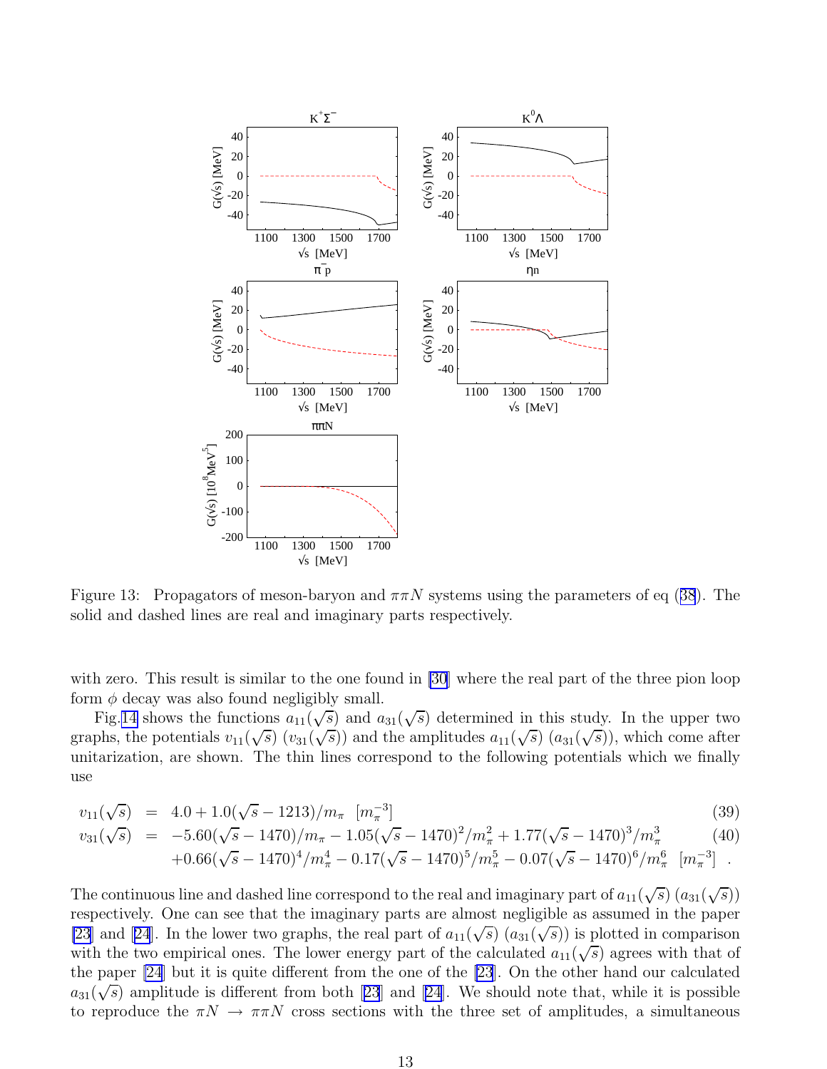Figure 13: Propagators of meson-baryon and $\pi\pi N$ systems using the parameters of eq (38). The solid and dashed lines are real and imaginary parts respectively.

with zero. This result is similar to the one found in [30] where the real part of the three pion loop form $\phi$ decay was also found negligibly small.

Fig.14 shows the functions $a_{11}(\sqrt{s})$ and $a_{31}(\sqrt{s})$ determined in this study. In the upper two graphs, the potentials $v_{11}(\sqrt{s})$ ($v_{31}(\sqrt{s})$) and the amplitudes $a_{11}(\sqrt{s})$ ($a_{31}(\sqrt{s})$), which come after unitarization, are shown. The thin lines correspond to the following potentials which we finally use

$$
\begin{aligned}
v_{11}(\sqrt{s}) &= 4.0 + 1.0(\sqrt{s} - 1213)/m_\pi \quad [m_\pi^{-3}] &\quad (39)\\
v_{31}(\sqrt{s}) &= -5.60(\sqrt{s} - 1470)/m_\pi - 1.05(\sqrt{s} - 1470)^2/m_\pi^2 + 1.77(\sqrt{s} - 1470)^3/m_\pi^3 &\quad (40)\\
&\quad +0.66(\sqrt{s} - 1470)^4/m_\pi^4 - 0.17(\sqrt{s} - 1470)^5/m_\pi^5 - 0.07(\sqrt{s} - 1470)^6/m_\pi^6 \quad [m_\pi^{-3}] \ .
\end{aligned}
$$

The continuous line and dashed line correspond to the real and imaginary part of $a_{11}(\sqrt{s})$ ($a_{31}(\sqrt{s})$) respectively. One can see that the imaginary parts are almost negligible as assumed in the paper [23] and [24]. In the lower two graphs, the real part of $a_{11}(\sqrt{s})$ ($a_{31}(\sqrt{s})$) is plotted in comparison with the two empirical ones. The lower energy part of the calculated $a_{11}(\sqrt{s})$ agrees with that of the paper [24] but it is quite different from the one of the [23]. On the other hand our calculated $a_{31}(\sqrt{s})$ amplitude is different from both [23] and [24]. We should note that, while it is possible to reproduce the $\pi N \to \pi\pi N$ cross sections with the three set of amplitudes, a simultaneous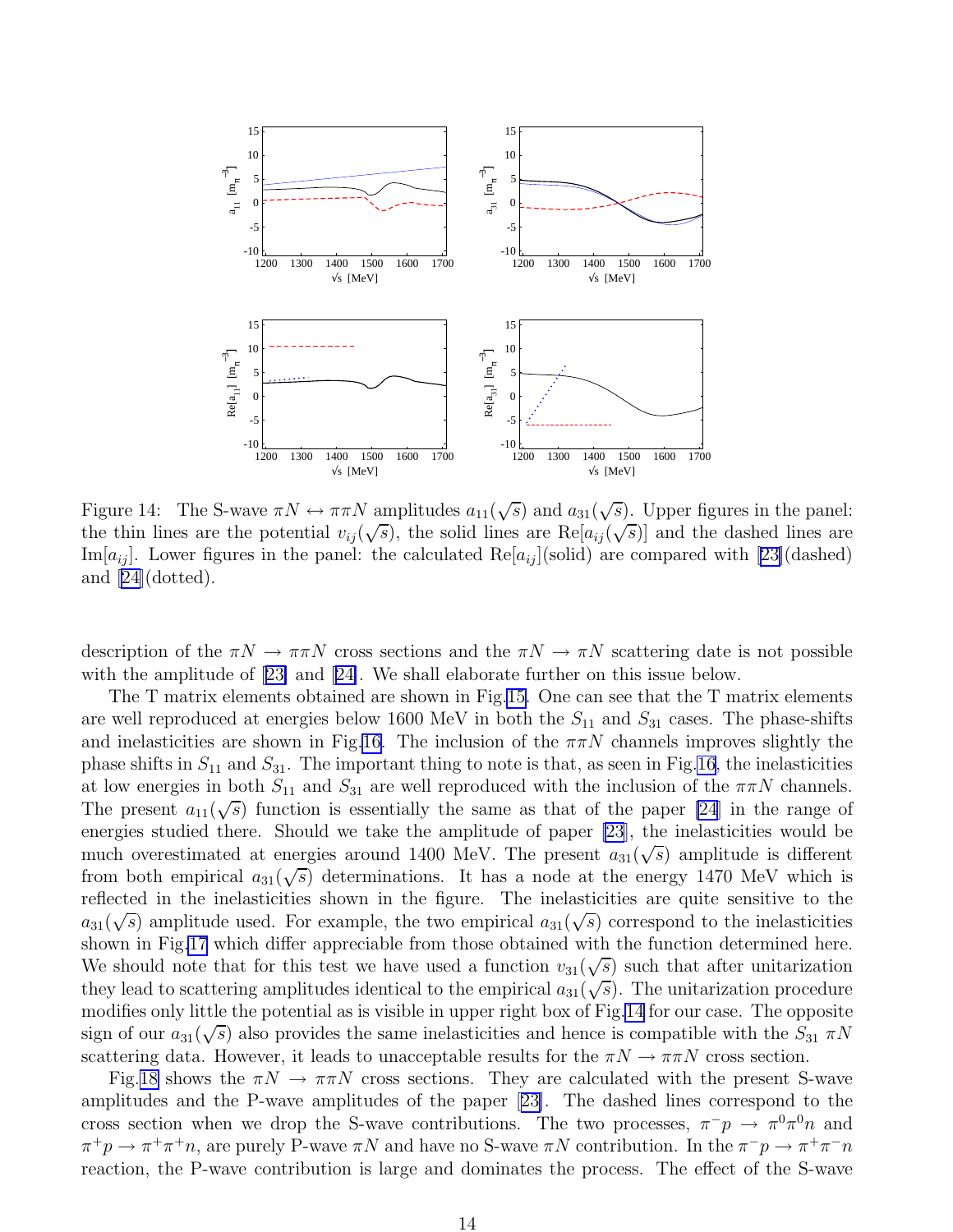Figure 14: The S-wave $\pi N \leftrightarrow \pi\pi N$ amplitudes $a_{11}(\sqrt{s})$ and $a_{31}(\sqrt{s})$. Upper figures in the panel: the thin lines are the potential $v_{ij}(\sqrt{s})$, the solid lines are $\mathrm{Re}[a_{ij}(\sqrt{s})]$ and the dashed lines are $\mathrm{Im}[a_{ij}]$. Lower figures in the panel: the calculated $\mathrm{Re}[a_{ij}]$(solid) are compared with [23](dashed) and [24](dotted).

description of the $\pi N \to \pi\pi N$ cross sections and the $\pi N \to \pi N$ scattering date is not possible with the amplitude of [23] and [24]. We shall elaborate further on this issue below.

The T matrix elements obtained are shown in Fig.15. One can see that the T matrix elements are well reproduced at energies below 1600 MeV in both the $S_{11}$ and $S_{31}$ cases. The phase-shifts and inelasticities are shown in Fig.16. The inclusion of the $\pi\pi N$ channels improves slightly the phase shifts in $S_{11}$ and $S_{31}$. The important thing to note is that, as seen in Fig.16, the inelasticities at low energies in both $S_{11}$ and $S_{31}$ are well reproduced with the inclusion of the $\pi\pi N$ channels. The present $a_{11}(\sqrt{s})$ function is essentially the same as that of the paper [24] in the range of energies studied there. Should we take the amplitude of paper [23], the inelasticities would be much overestimated at energies around 1400 MeV. The present $a_{31}(\sqrt{s})$ amplitude is different from both empirical $a_{31}(\sqrt{s})$ determinations. It has a node at the energy 1470 MeV which is reflected in the inelasticities shown in the figure. The inelasticities are quite sensitive to the $a_{31}(\sqrt{s})$ amplitude used. For example, the two empirical $a_{31}(\sqrt{s})$ correspond to the inelasticities shown in Fig.17 which differ appreciable from those obtained with the function determined here. We should note that for this test we have used a function $v_{31}(\sqrt{s})$ such that after unitarization they lead to scattering amplitudes identical to the empirical $a_{31}(\sqrt{s})$. The unitarization procedure modifies only little the potential as is visible in upper right box of Fig.14 for our case. The opposite sign of our $a_{31}(\sqrt{s})$ also provides the same inelasticities and hence is compatible with the $S_{31}$ $\pi N$ scattering data. However, it leads to unacceptable results for the $\pi N \to \pi\pi N$ cross section.

Fig.18 shows the $\pi N \to \pi\pi N$ cross sections. They are calculated with the present S-wave amplitudes and the P-wave amplitudes of the paper [23]. The dashed lines correspond to the cross section when we drop the S-wave contributions. The two processes, $\pi^- p \to \pi^0\pi^0 n$ and $\pi^+ p \to \pi^+\pi^+ n$, are purely P-wave $\pi N$ and have no S-wave $\pi N$ contribution. In the $\pi^- p \to \pi^+\pi^- n$ reaction, the P-wave contribution is large and dominates the process. The effect of the S-wave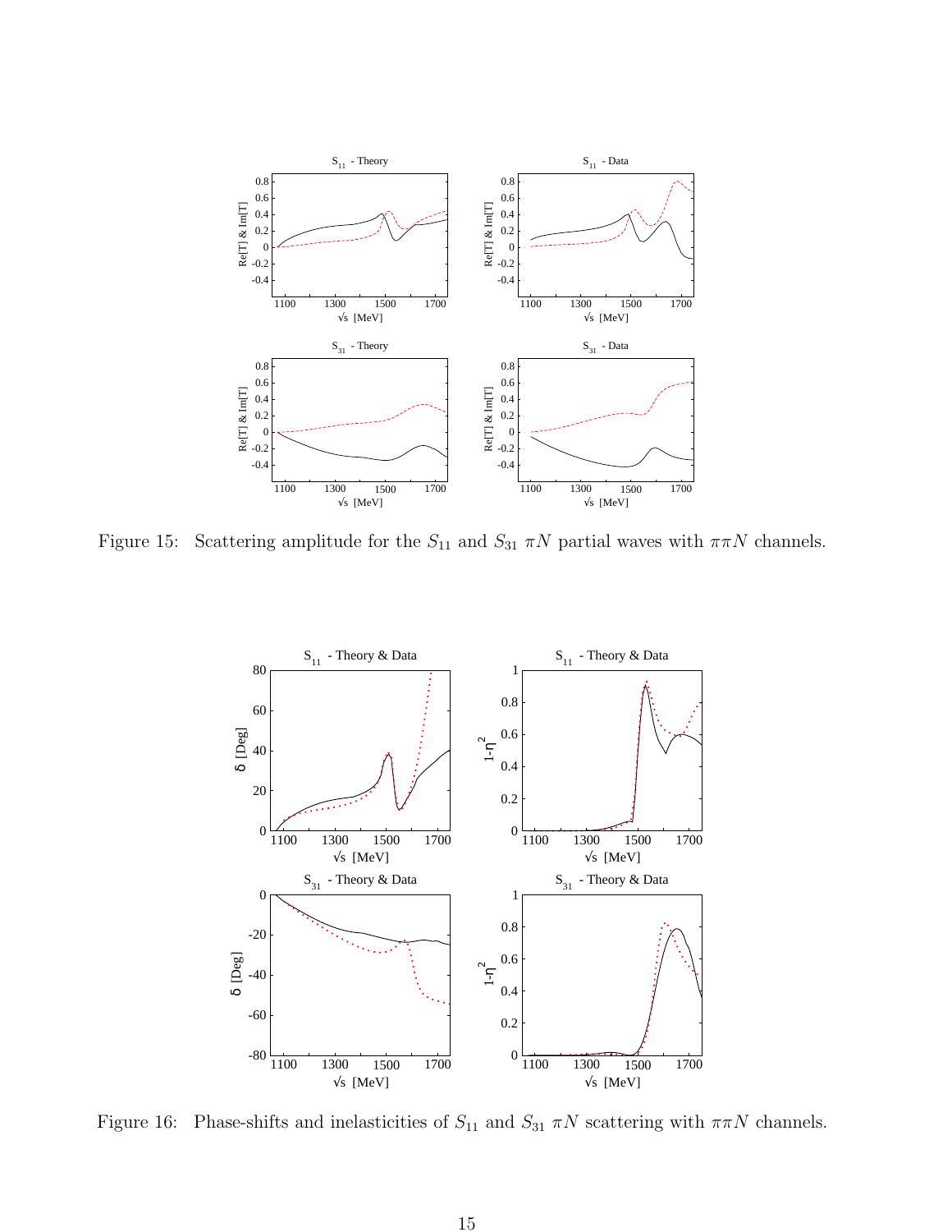Figure 15: Scattering amplitude for the $S_{11}$ and $S_{31}$ $\pi N$ partial waves with $\pi\pi N$ channels.

Figure 16: Phase-shifts and inelasticities of $S_{11}$ and $S_{31}$ $\pi N$ scattering with $\pi\pi N$ channels.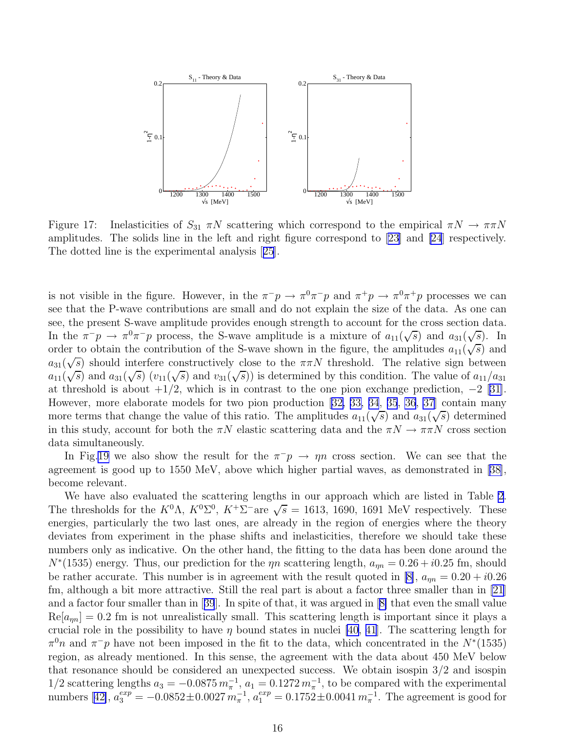Figure 17: Inelasticities of $S_{31}$ $\pi N$ scattering which correspond to the empirical $\pi N \to \pi\pi N$ amplitudes. The solids line in the left and right figure correspond to [23] and [24] respectively. The dotted line is the experimental analysis [25].

is not visible in the figure. However, in the $\pi^- p \to \pi^0 \pi^- p$ and $\pi^+ p \to \pi^0 \pi^+ p$ processes we can see that the P-wave contributions are small and do not explain the size of the data. As one can see, the present S-wave amplitude provides enough strength to account for the cross section data. In the $\pi^- p \to \pi^0 \pi^- p$ process, the S-wave amplitude is a mixture of $a_{11}(\sqrt{s})$ and $a_{31}(\sqrt{s})$. In order to obtain the contribution of the S-wave shown in the figure, the amplitudes $a_{11}(\sqrt{s})$ and $a_{31}(\sqrt{s})$ should interfere constructively close to the $\pi\pi N$ threshold. The relative sign between $a_{11}(\sqrt{s})$ and $a_{31}(\sqrt{s})$ ($v_{11}(\sqrt{s})$ and $v_{31}(\sqrt{s})$) is determined by this condition. The value of $a_{11}/a_{31}$ at threshold is about $+1/2$, which is in contrast to the one pion exchange prediction, $-2$ [31]. However, more elaborate models for two pion production [32, 33, 34, 35, 36, 37] contain many more terms that change the value of this ratio. The amplitudes $a_{11}(\sqrt{s})$ and $a_{31}(\sqrt{s})$ determined in this study, account for both the $\pi N$ elastic scattering data and the $\pi N \to \pi\pi N$ cross section data simultaneously.

In Fig.19 we also show the result for the $\pi^- p \to \eta n$ cross section. We can see that the agreement is good up to 1550 MeV, above which higher partial waves, as demonstrated in [38], become relevant.

We have also evaluated the scattering lengths in our approach which are listed in Table 2. The thresholds for the $K^0\Lambda$, $K^0\Sigma^0$, $K^+\Sigma^-$are $\sqrt{s} = 1613$, 1690, 1691 MeV respectively. These energies, particularly the two last ones, are already in the region of energies where the theory deviates from experiment in the phase shifts and inelasticities, therefore we should take these numbers only as indicative. On the other hand, the fitting to the data has been done around the $N^*(1535)$ energy. Thus, our prediction for the $\eta n$ scattering length, $a_{\eta n} = 0.26 + i0.25$ fm, should be rather accurate. This number is in agreement with the result quoted in [8], $a_{\eta n} = 0.20 + i0.26$ fm, although a bit more attractive. Still the real part is about a factor three smaller than in [21] and a factor four smaller than in [39]. In spite of that, it was argued in [8] that even the small value $\mathrm{Re}[a_{\eta n}] = 0.2$ fm is not unrealistically small. This scattering length is important since it plays a crucial role in the possibility to have $\eta$ bound states in nuclei [40, 41]. The scattering length for $\pi^0 n$ and $\pi^- p$ have not been imposed in the fit to the data, which concentrated in the $N^*(1535)$ region, as already mentioned. In this sense, the agreement with the data about 450 MeV below that resonance should be considered an unexpected success. We obtain isospin 3/2 and isospin 1/2 scattering lengths $a_3 = -0.0875\, m_\pi^{-1}$, $a_1 = 0.1272\, m_\pi^{-1}$, to be compared with the experimental numbers [42], $a_3^{exp} = -0.0852 \pm 0.0027\, m_\pi^{-1}$, $a_1^{exp} = 0.1752 \pm 0.0041\, m_\pi^{-1}$. The agreement is good for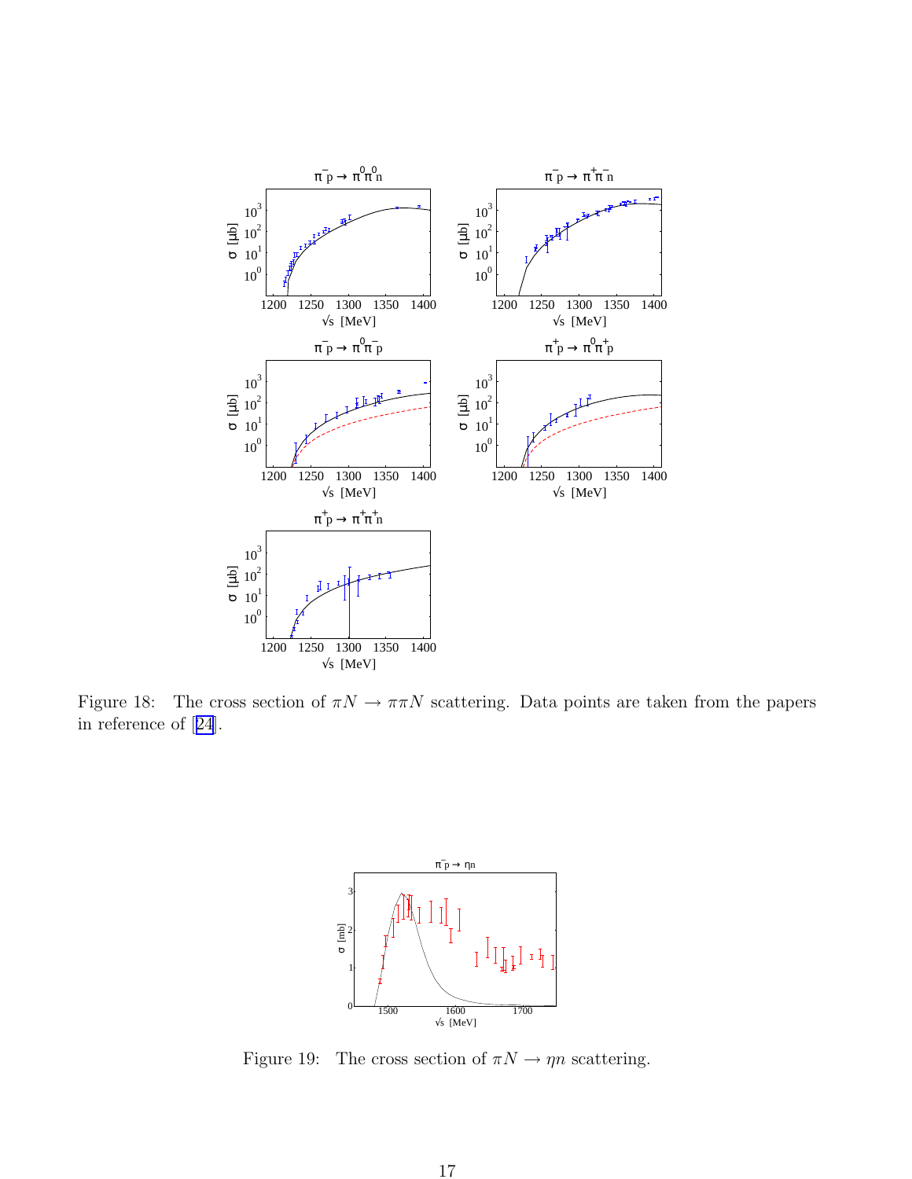Figure 18: The cross section of $\pi N \to \pi\pi N$ scattering. Data points are taken from the papers in reference of [24].

Figure 19: The cross section of $\pi N \to \eta n$ scattering.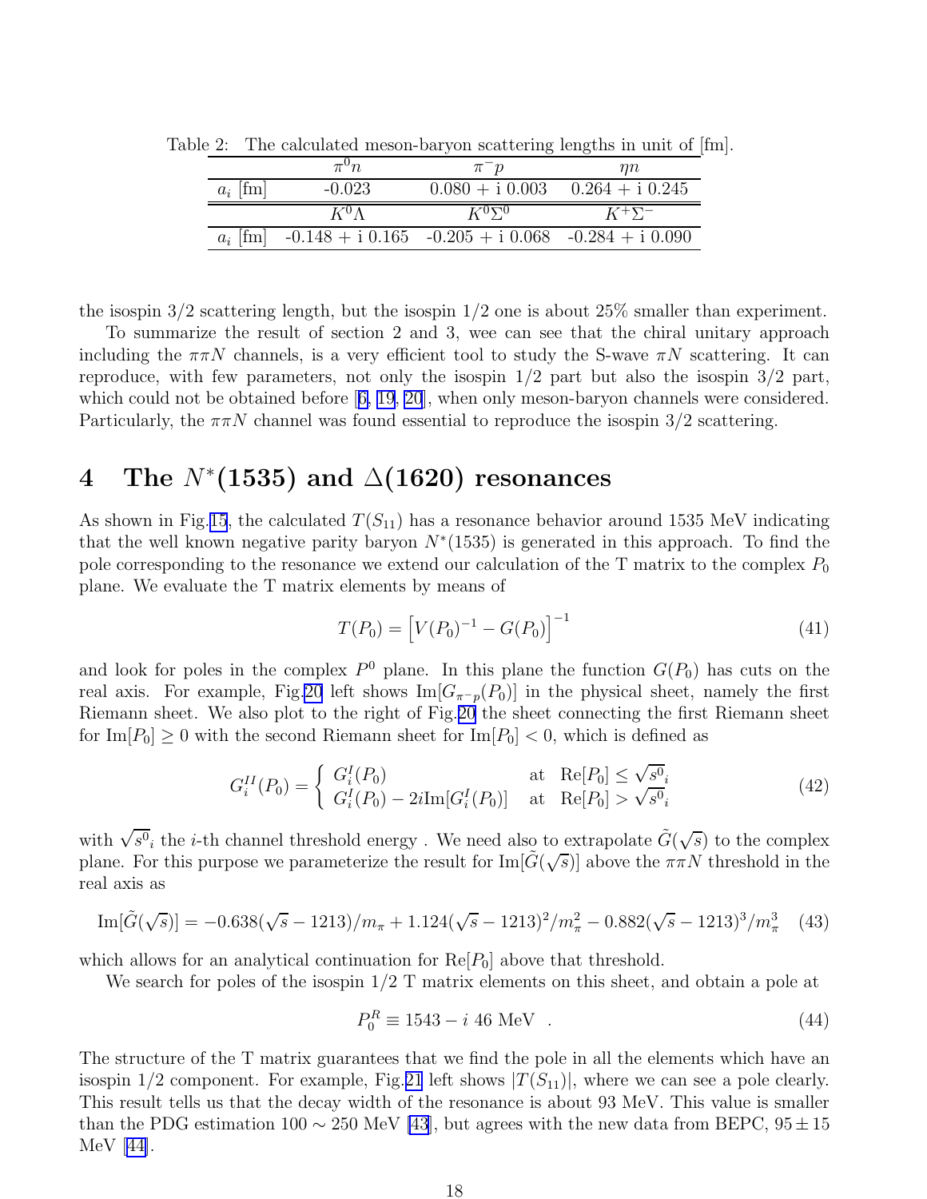Table 2: The calculated meson-baryon scattering lengths in unit of [fm].

|  | $\pi^0 n$ | $\pi^- p$ | $\eta n$ |
|---|---|---|---|
| $a_i$ [fm] | -0.023 | 0.080 + i 0.003 | 0.264 + i 0.245 |
|  | $K^0\Lambda$ | $K^0\Sigma^0$ | $K^+\Sigma^-$ |
| $a_i$ [fm] | -0.148 + i 0.165 | -0.205 + i 0.068 | -0.284 + i 0.090 |

the isospin 3/2 scattering length, but the isospin 1/2 one is about 25% smaller than experiment.

To summarize the result of section 2 and 3, wee can see that the chiral unitary approach including the $\pi\pi N$ channels, is a very efficient tool to study the S-wave $\pi N$ scattering. It can reproduce, with few parameters, not only the isospin 1/2 part but also the isospin 3/2 part, which could not be obtained before [6, 19, 20], when only meson-baryon channels were considered. Particularly, the $\pi\pi N$ channel was found essential to reproduce the isospin 3/2 scattering.

# 4 The $N^*(1535)$ and $\Delta(1620)$ resonances

As shown in Fig.15, the calculated $T(S_{11})$ has a resonance behavior around 1535 MeV indicating that the well known negative parity baryon $N^*(1535)$ is generated in this approach. To find the pole corresponding to the resonance we extend our calculation of the T matrix to the complex $P_0$ plane. We evaluate the T matrix elements by means of

$$T(P_0) = \left[V(P_0)^{-1} - G(P_0)\right]^{-1} \tag{41}$$

and look for poles in the complex $P^0$ plane. In this plane the function $G(P_0)$ has cuts on the real axis. For example, Fig.20 left shows $\text{Im}[G_{\pi^- p}(P_0)]$ in the physical sheet, namely the first Riemann sheet. We also plot to the right of Fig.20 the sheet connecting the first Riemann sheet for $\text{Im}[P_0] \geq 0$ with the second Riemann sheet for $\text{Im}[P_0] < 0$, which is defined as

$$G_i^{II}(P_0) = \begin{cases} G_i^I(P_0) & \text{at} \quad \text{Re}[P_0] \leq \sqrt{s^0}_i \\ G_i^I(P_0) - 2i\text{Im}[G_i^I(P_0)] & \text{at} \quad \text{Re}[P_0] > \sqrt{s^0}_i \end{cases} \tag{42}$$

with $\sqrt{s^0}_i$ the $i$-th channel threshold energy . We need also to extrapolate $\tilde{G}(\sqrt{s})$ to the complex plane. For this purpose we parameterize the result for $\text{Im}[\tilde{G}(\sqrt{s})]$ above the $\pi\pi N$ threshold in the real axis as

$$\text{Im}[\tilde{G}(\sqrt{s})] = -0.638(\sqrt{s} - 1213)/m_\pi + 1.124(\sqrt{s} - 1213)^2/m_\pi^2 - 0.882(\sqrt{s} - 1213)^3/m_\pi^3 \tag{43}$$

which allows for an analytical continuation for $\text{Re}[P_0]$ above that threshold.

We search for poles of the isospin 1/2 T matrix elements on this sheet, and obtain a pole at

$$P_0^R \equiv 1543 - i\ 46 \text{ MeV} \quad . \tag{44}$$

The structure of the T matrix guarantees that we find the pole in all the elements which have an isospin 1/2 component. For example, Fig.21 left shows $|T(S_{11})|$, where we can see a pole clearly. This result tells us that the decay width of the resonance is about 93 MeV. This value is smaller than the PDG estimation $100 \sim 250$ MeV [43], but agrees with the new data from BEPC, $95 \pm 15$ MeV [44].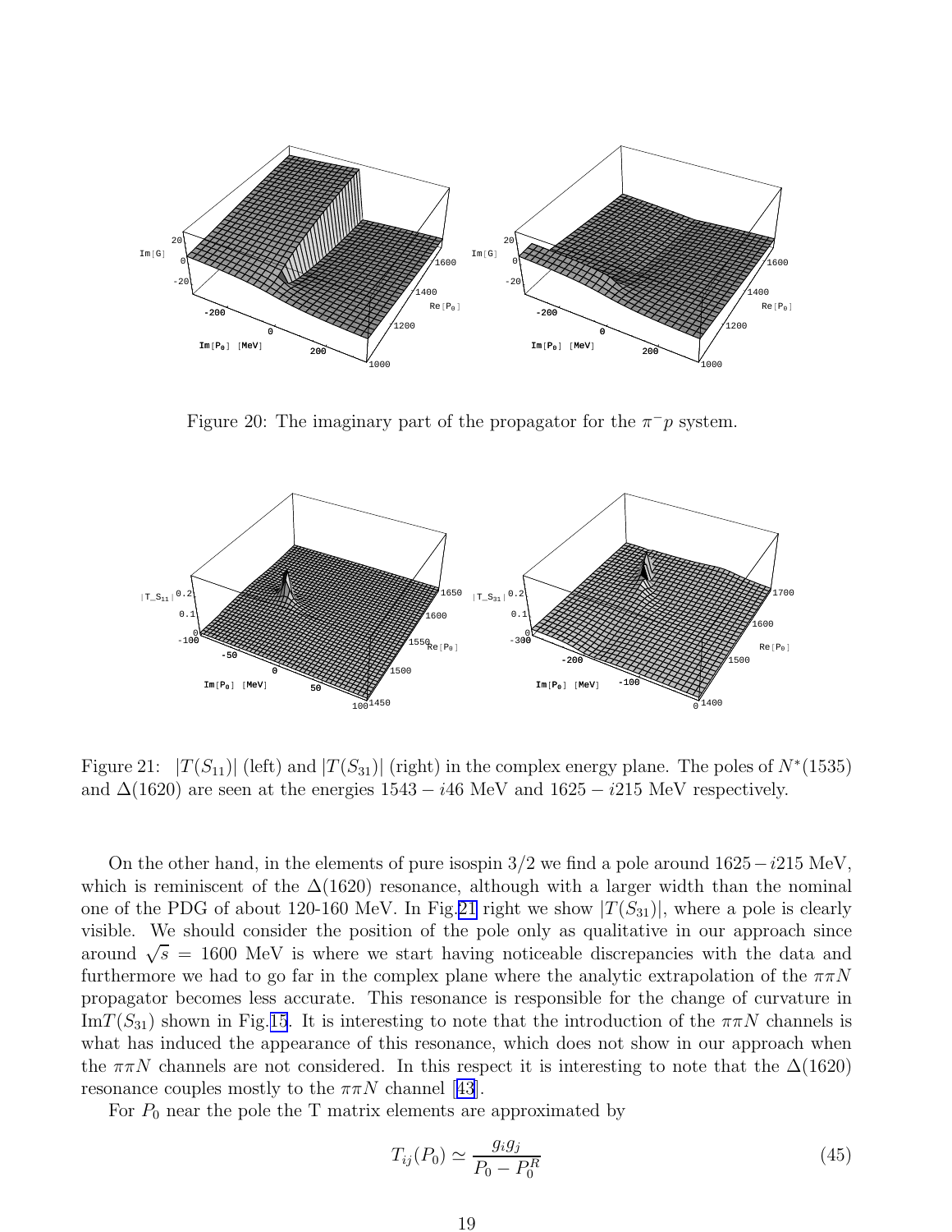Figure 20: The imaginary part of the propagator for the $\pi^- p$ system.

Figure 21: $|T(S_{11})|$ (left) and $|T(S_{31})|$ (right) in the complex energy plane. The poles of $N^*(1535)$ and $\Delta(1620)$ are seen at the energies $1543 - i46$ MeV and $1625 - i215$ MeV respectively.

On the other hand, in the elements of pure isospin 3/2 we find a pole around $1625 - i215$ MeV, which is reminiscent of the $\Delta(1620)$ resonance, although with a larger width than the nominal one of the PDG of about 120-160 MeV. In Fig.21 right we show $|T(S_{31})|$, where a pole is clearly visible. We should consider the position of the pole only as qualitative in our approach since around $\sqrt{s} = 1600$ MeV is where we start having noticeable discrepancies with the data and furthermore we had to go far in the complex plane where the analytic extrapolation of the $\pi\pi N$ propagator becomes less accurate. This resonance is responsible for the change of curvature in $\mathrm{Im}T(S_{31})$ shown in Fig.15. It is interesting to note that the introduction of the $\pi\pi N$ channels is what has induced the appearance of this resonance, which does not show in our approach when the $\pi\pi N$ channels are not considered. In this respect it is interesting to note that the $\Delta(1620)$ resonance couples mostly to the $\pi\pi N$ channel [43].

For $P_0$ near the pole the T matrix elements are approximated by

$$T_{ij}(P_0) \simeq \frac{g_i g_j}{P_0 - P_0^R} \tag{45}$$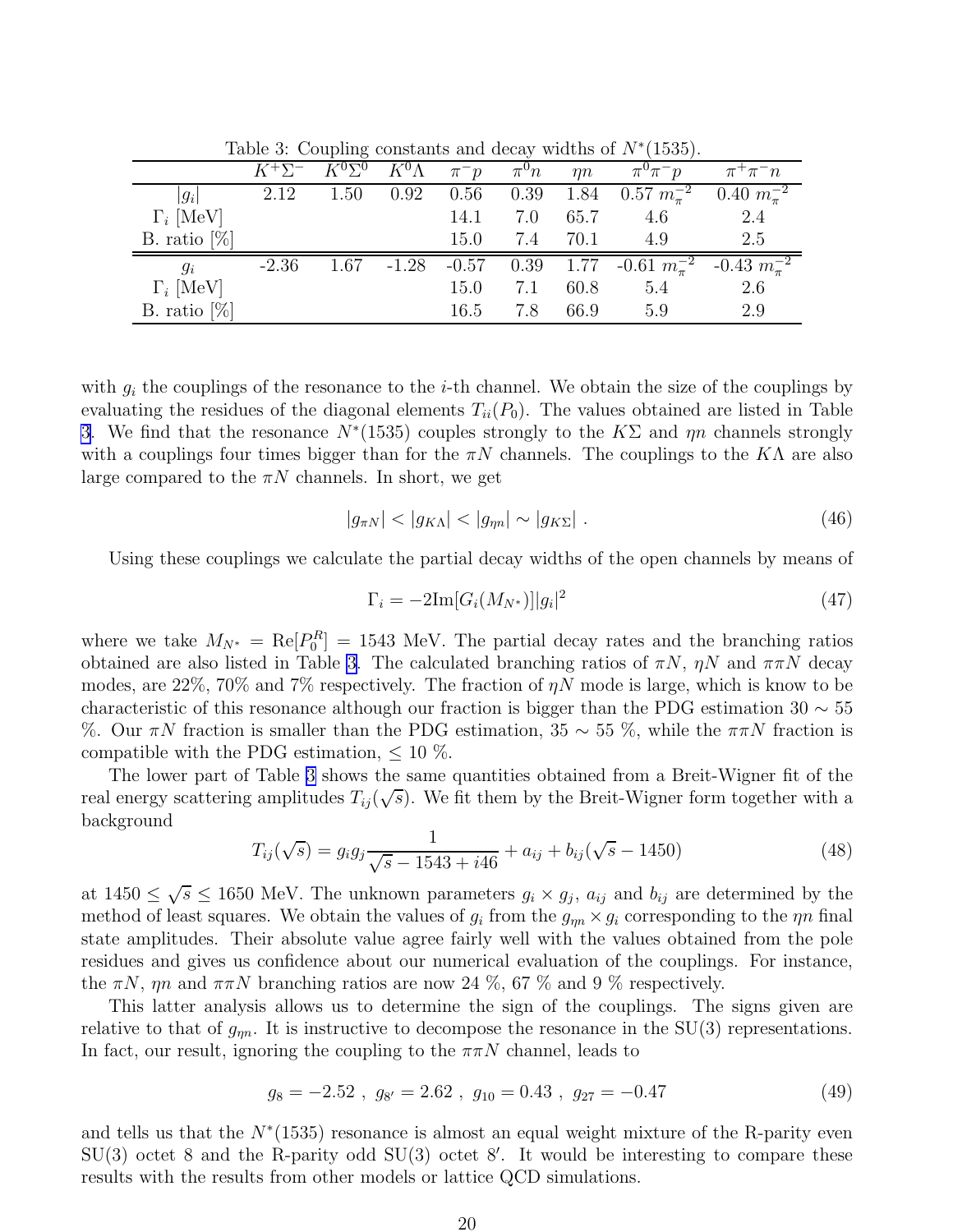Table 3: Coupling constants and decay widths of $N^*(1535)$.

| | $K^+\Sigma^-$ | $K^0\Sigma^0$ | $K^0\Lambda$ | $\pi^- p$ | $\pi^0 n$ | $\eta n$ | $\pi^0\pi^- p$ | $\pi^+\pi^- n$ |
|---|---|---|---|---|---|---|---|---|
| $\lvert g_i \rvert$ | 2.12 | 1.50 | 0.92 | 0.56 | 0.39 | 1.84 | 0.57 $m_\pi^{-2}$ | 0.40 $m_\pi^{-2}$ |
| $\Gamma_i$ [MeV] | | | | 14.1 | 7.0 | 65.7 | 4.6 | 2.4 |
| B. ratio [%] | | | | 15.0 | 7.4 | 70.1 | 4.9 | 2.5 |
| $g_i$ | -2.36 | 1.67 | -1.28 | -0.57 | 0.39 | 1.77 | -0.61 $m_\pi^{-2}$ | -0.43 $m_\pi^{-2}$ |
| $\Gamma_i$ [MeV] | | | | 15.0 | 7.1 | 60.8 | 5.4 | 2.6 |
| B. ratio [%] | | | | 16.5 | 7.8 | 66.9 | 5.9 | 2.9 |

with $g_i$ the couplings of the resonance to the $i$-th channel. We obtain the size of the couplings by evaluating the residues of the diagonal elements $T_{ii}(P_0)$. The values obtained are listed in Table 3. We find that the resonance $N^*(1535)$ couples strongly to the $K\Sigma$ and $\eta n$ channels strongly with a couplings four times bigger than for the $\pi N$ channels. The couplings to the $K\Lambda$ are also large compared to the $\pi N$ channels. In short, we get

$$|g_{\pi N}| < |g_{K\Lambda}| < |g_{\eta n}| \sim |g_{K\Sigma}| \; . \tag{46}$$

Using these couplings we calculate the partial decay widths of the open channels by means of

$$\Gamma_i = -2\mathrm{Im}[G_i(M_{N^*})]|g_i|^2 \tag{47}$$

where we take $M_{N^*} = \mathrm{Re}[P_0^R] = 1543$ MeV. The partial decay rates and the branching ratios obtained are also listed in Table 3. The calculated branching ratios of $\pi N$, $\eta N$ and $\pi\pi N$ decay modes, are 22%, 70% and 7% respectively. The fraction of $\eta N$ mode is large, which is know to be characteristic of this resonance although our fraction is bigger than the PDG estimation 30 $\sim$ 55 %. Our $\pi N$ fraction is smaller than the PDG estimation, 35 $\sim$ 55 %, while the $\pi\pi N$ fraction is compatible with the PDG estimation, $\leq$ 10 %.

The lower part of Table 3 shows the same quantities obtained from a Breit-Wigner fit of the real energy scattering amplitudes $T_{ij}(\sqrt{s})$. We fit them by the Breit-Wigner form together with a background

$$T_{ij}(\sqrt{s}) = g_i g_j \frac{1}{\sqrt{s} - 1543 + i46} + a_{ij} + b_{ij}(\sqrt{s} - 1450) \tag{48}$$

at $1450 \leq \sqrt{s} \leq 1650$ MeV. The unknown parameters $g_i \times g_j$, $a_{ij}$ and $b_{ij}$ are determined by the method of least squares. We obtain the values of $g_i$ from the $g_{\eta n} \times g_i$ corresponding to the $\eta n$ final state amplitudes. Their absolute value agree fairly well with the values obtained from the pole residues and gives us confidence about our numerical evaluation of the couplings. For instance, the $\pi N$, $\eta n$ and $\pi\pi N$ branching ratios are now 24 %, 67 % and 9 % respectively.

This latter analysis allows us to determine the sign of the couplings. The signs given are relative to that of $g_{\eta n}$. It is instructive to decompose the resonance in the SU(3) representations. In fact, our result, ignoring the coupling to the $\pi\pi N$ channel, leads to

$$g_8 = -2.52 \; , \; g_{8'} = 2.62 \; , \; g_{10} = 0.43 \; , \; g_{27} = -0.47 \tag{49}$$

and tells us that the $N^*(1535)$ resonance is almost an equal weight mixture of the R-parity even SU(3) octet 8 and the R-parity odd SU(3) octet 8′. It would be interesting to compare these results with the results from other models or lattice QCD simulations.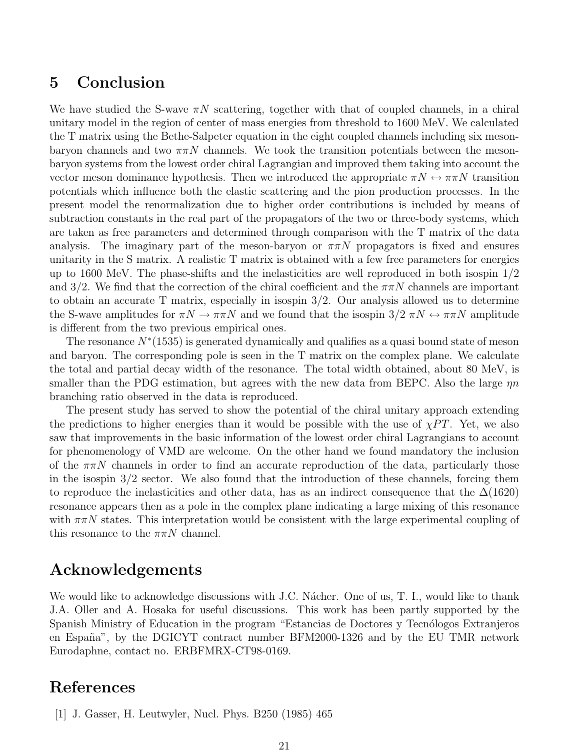## 5 Conclusion

We have studied the S-wave $\pi N$ scattering, together with that of coupled channels, in a chiral unitary model in the region of center of mass energies from threshold to 1600 MeV. We calculated the T matrix using the Bethe-Salpeter equation in the eight coupled channels including six meson-baryon channels and two $\pi\pi N$ channels. We took the transition potentials between the meson-baryon systems from the lowest order chiral Lagrangian and improved them taking into account the vector meson dominance hypothesis. Then we introduced the appropriate $\pi N \leftrightarrow \pi\pi N$ transition potentials which influence both the elastic scattering and the pion production processes. In the present model the renormalization due to higher order contributions is included by means of subtraction constants in the real part of the propagators of the two or three-body systems, which are taken as free parameters and determined through comparison with the T matrix of the data analysis. The imaginary part of the meson-baryon or $\pi\pi N$ propagators is fixed and ensures unitarity in the S matrix. A realistic T matrix is obtained with a few free parameters for energies up to 1600 MeV. The phase-shifts and the inelasticities are well reproduced in both isospin 1/2 and 3/2. We find that the correction of the chiral coefficient and the $\pi\pi N$ channels are important to obtain an accurate T matrix, especially in isospin 3/2. Our analysis allowed us to determine the S-wave amplitudes for $\pi N \to \pi\pi N$ and we found that the isospin 3/2 $\pi N \leftrightarrow \pi\pi N$ amplitude is different from the two previous empirical ones.

The resonance $N^*(1535)$ is generated dynamically and qualifies as a quasi bound state of meson and baryon. The corresponding pole is seen in the T matrix on the complex plane. We calculate the total and partial decay width of the resonance. The total width obtained, about 80 MeV, is smaller than the PDG estimation, but agrees with the new data from BEPC. Also the large $\eta n$ branching ratio observed in the data is reproduced.

The present study has served to show the potential of the chiral unitary approach extending the predictions to higher energies than it would be possible with the use of $\chi PT$. Yet, we also saw that improvements in the basic information of the lowest order chiral Lagrangians to account for phenomenology of VMD are welcome. On the other hand we found mandatory the inclusion of the $\pi\pi N$ channels in order to find an accurate reproduction of the data, particularly those in the isospin 3/2 sector. We also found that the introduction of these channels, forcing them to reproduce the inelasticities and other data, has as an indirect consequence that the $\Delta(1620)$ resonance appears then as a pole in the complex plane indicating a large mixing of this resonance with $\pi\pi N$ states. This interpretation would be consistent with the large experimental coupling of this resonance to the $\pi\pi N$ channel.

## Acknowledgements

We would like to acknowledge discussions with J.C. Nácher. One of us, T. I., would like to thank J.A. Oller and A. Hosaka for useful discussions. This work has been partly supported by the Spanish Ministry of Education in the program "Estancias de Doctores y Tecnólogos Extranjeros en España", by the DGICYT contract number BFM2000-1326 and by the EU TMR network Eurodaphne, contact no. ERBFMRX-CT98-0169.

## References

[1] J. Gasser, H. Leutwyler, Nucl. Phys. B250 (1985) 465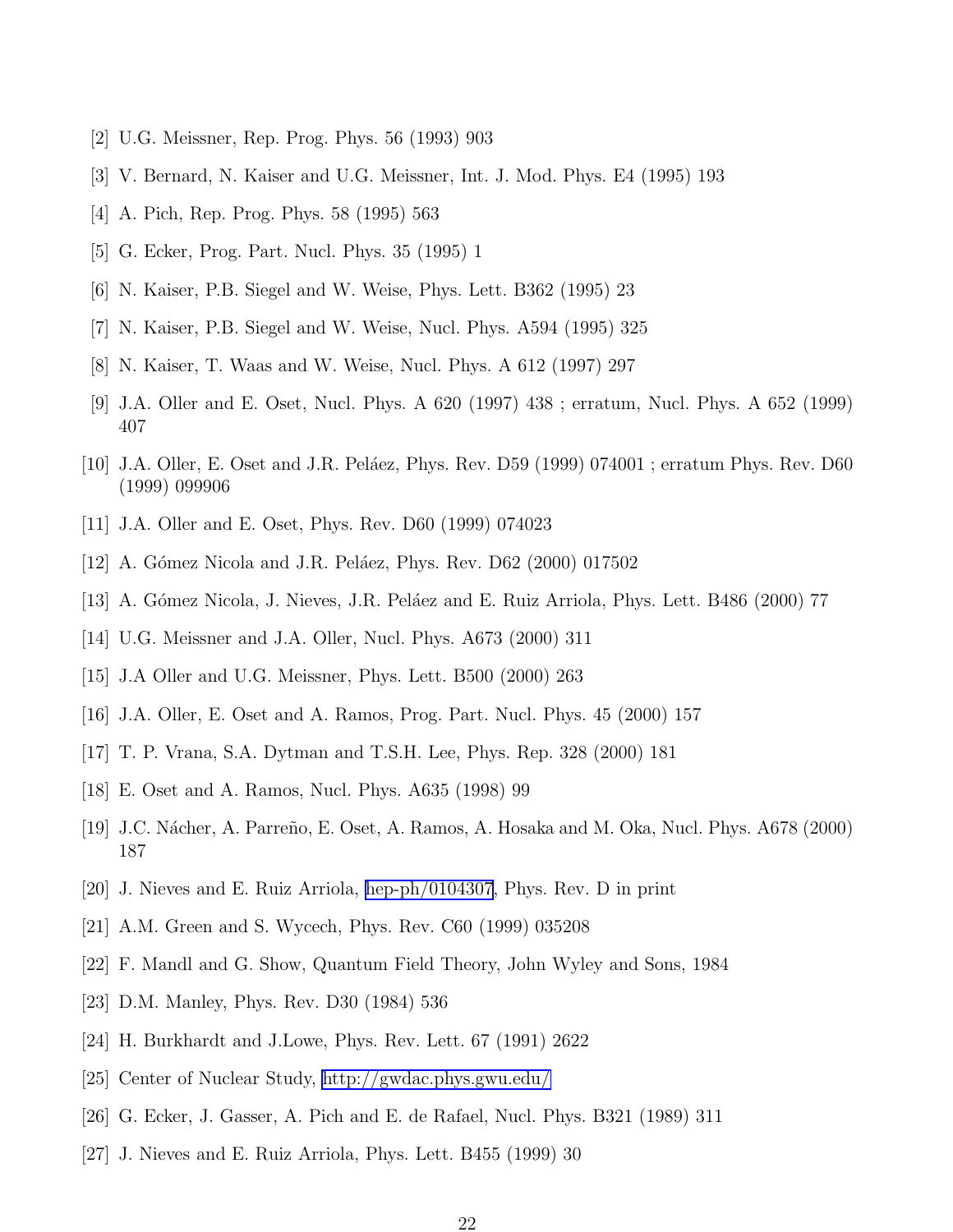[2] U.G. Meissner, Rep. Prog. Phys. 56 (1993) 903

[3] V. Bernard, N. Kaiser and U.G. Meissner, Int. J. Mod. Phys. E4 (1995) 193

[4] A. Pich, Rep. Prog. Phys. 58 (1995) 563

[5] G. Ecker, Prog. Part. Nucl. Phys. 35 (1995) 1

[6] N. Kaiser, P.B. Siegel and W. Weise, Phys. Lett. B362 (1995) 23

[7] N. Kaiser, P.B. Siegel and W. Weise, Nucl. Phys. A594 (1995) 325

[8] N. Kaiser, T. Waas and W. Weise, Nucl. Phys. A 612 (1997) 297

[9] J.A. Oller and E. Oset, Nucl. Phys. A 620 (1997) 438 ; erratum, Nucl. Phys. A 652 (1999) 407

[10] J.A. Oller, E. Oset and J.R. Peláez, Phys. Rev. D59 (1999) 074001 ; erratum Phys. Rev. D60 (1999) 099906

[11] J.A. Oller and E. Oset, Phys. Rev. D60 (1999) 074023

[12] A. Gómez Nicola and J.R. Peláez, Phys. Rev. D62 (2000) 017502

[13] A. Gómez Nicola, J. Nieves, J.R. Peláez and E. Ruiz Arriola, Phys. Lett. B486 (2000) 77

[14] U.G. Meissner and J.A. Oller, Nucl. Phys. A673 (2000) 311

[15] J.A Oller and U.G. Meissner, Phys. Lett. B500 (2000) 263

[16] J.A. Oller, E. Oset and A. Ramos, Prog. Part. Nucl. Phys. 45 (2000) 157

[17] T. P. Vrana, S.A. Dytman and T.S.H. Lee, Phys. Rep. 328 (2000) 181

[18] E. Oset and A. Ramos, Nucl. Phys. A635 (1998) 99

[19] J.C. Nácher, A. Parreño, E. Oset, A. Ramos, A. Hosaka and M. Oka, Nucl. Phys. A678 (2000) 187

[20] J. Nieves and E. Ruiz Arriola, hep-ph/0104307, Phys. Rev. D in print

[21] A.M. Green and S. Wycech, Phys. Rev. C60 (1999) 035208

[22] F. Mandl and G. Show, Quantum Field Theory, John Wyley and Sons, 1984

[23] D.M. Manley, Phys. Rev. D30 (1984) 536

[24] H. Burkhardt and J.Lowe, Phys. Rev. Lett. 67 (1991) 2622

[25] Center of Nuclear Study, http://gwdac.phys.gwu.edu/

[26] G. Ecker, J. Gasser, A. Pich and E. de Rafael, Nucl. Phys. B321 (1989) 311

[27] J. Nieves and E. Ruiz Arriola, Phys. Lett. B455 (1999) 30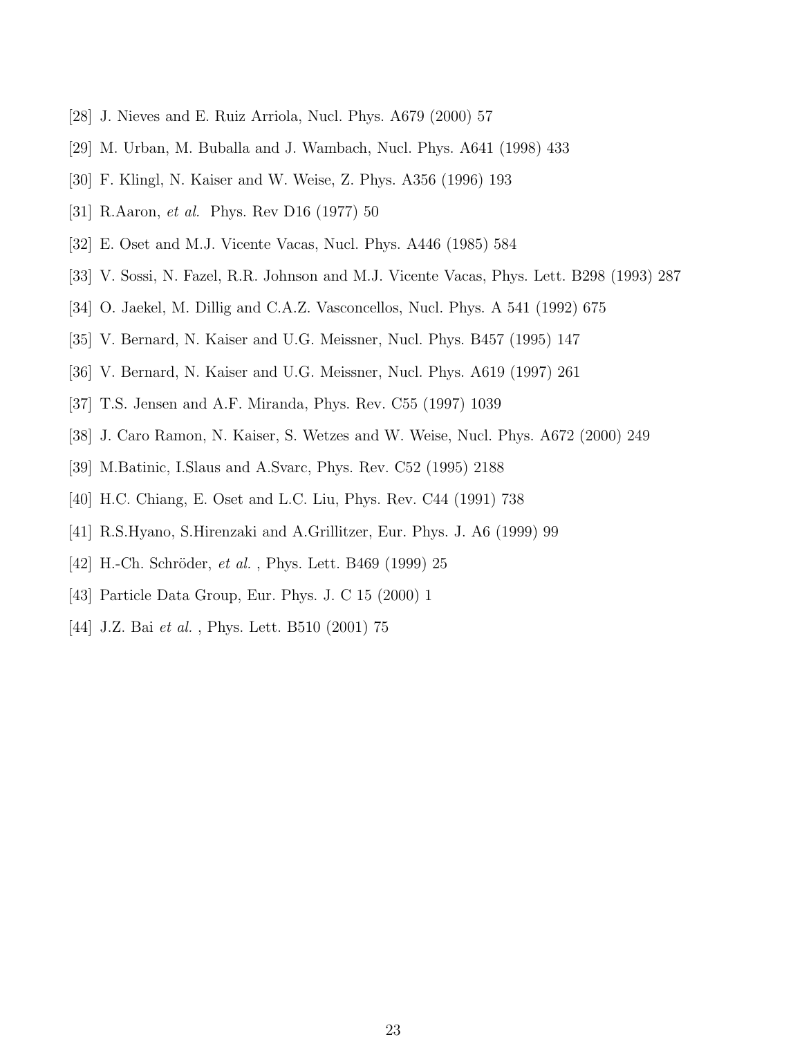[28] J. Nieves and E. Ruiz Arriola, Nucl. Phys. A679 (2000) 57

[29] M. Urban, M. Buballa and J. Wambach, Nucl. Phys. A641 (1998) 433

[30] F. Klingl, N. Kaiser and W. Weise, Z. Phys. A356 (1996) 193

[31] R.Aaron, *et al.* Phys. Rev D16 (1977) 50

[32] E. Oset and M.J. Vicente Vacas, Nucl. Phys. A446 (1985) 584

[33] V. Sossi, N. Fazel, R.R. Johnson and M.J. Vicente Vacas, Phys. Lett. B298 (1993) 287

[34] O. Jaekel, M. Dillig and C.A.Z. Vasconcellos, Nucl. Phys. A 541 (1992) 675

[35] V. Bernard, N. Kaiser and U.G. Meissner, Nucl. Phys. B457 (1995) 147

[36] V. Bernard, N. Kaiser and U.G. Meissner, Nucl. Phys. A619 (1997) 261

[37] T.S. Jensen and A.F. Miranda, Phys. Rev. C55 (1997) 1039

[38] J. Caro Ramon, N. Kaiser, S. Wetzes and W. Weise, Nucl. Phys. A672 (2000) 249

[39] M.Batinic, I.Slaus and A.Svarc, Phys. Rev. C52 (1995) 2188

[40] H.C. Chiang, E. Oset and L.C. Liu, Phys. Rev. C44 (1991) 738

[41] R.S.Hyano, S.Hirenzaki and A.Grillitzer, Eur. Phys. J. A6 (1999) 99

[42] H.-Ch. Schröder, *et al.* , Phys. Lett. B469 (1999) 25

[43] Particle Data Group, Eur. Phys. J. C 15 (2000) 1

[44] J.Z. Bai *et al.* , Phys. Lett. B510 (2001) 75